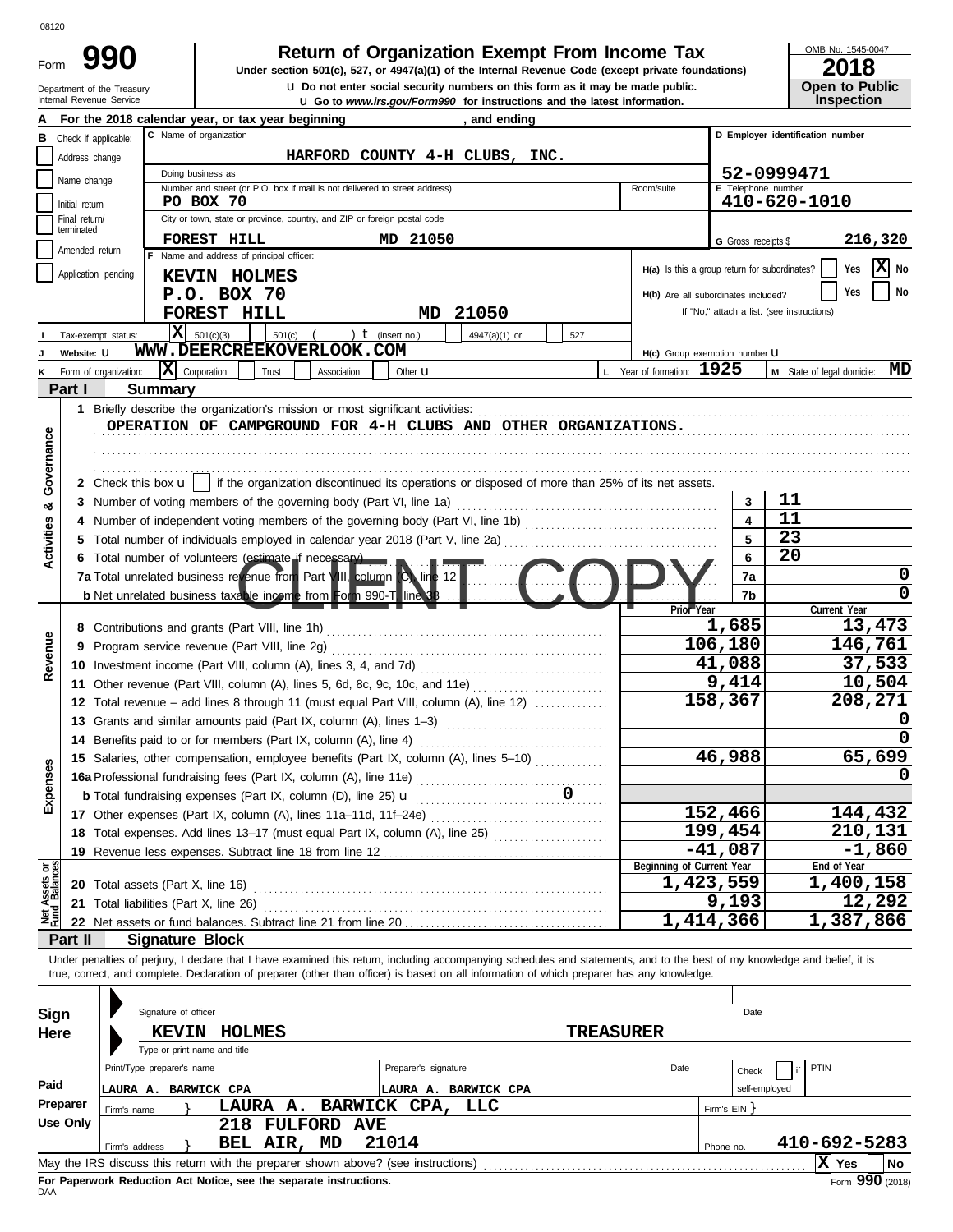08120

# Form 990 — Return of Organization Exempt From Income Tax

**Under section 501(c), 527, or 4947(a)(1) of the Internal Revenue Code (except private foundations)**

Department of the Treasury
Internal Revenue Service

u Do not enter social security numbers on this form as it may be made public.
u Go to *www.irs.gov/Form990* for instructions and the latest information.

OMB No. 1545-0047
**2018**
**Open to Public Inspection**

**A** For the 2018 calendar year, or tax year beginning , and ending

**B** Check if applicable:
- Address change
- Name change
- Initial return
- Final return/terminated
- Amended return
- Application pending

**C** Name of organization: HARFORD COUNTY 4-H CLUBS, INC.

Doing business as

Number and street (or P.O. box if mail is not delivered to street address): PO BOX 70 | Room/suite

City or town, state or province, country, and ZIP or foreign postal code: FOREST HILL MD 21050

**D** Employer identification number: 52-0999471

**E** Telephone number: 410-620-1010

**G** Gross receipts $ 216,320

**F** Name and address of principal officer:
KEVIN HOLMES
P.O. BOX 70
FOREST HILL MD 21050

**H(a)** Is this a group return for subordinates? Yes [ ] No [X]

**H(b)** Are all subordinates included? Yes [ ] No [ ]
If "No," attach a list. (see instructions)

**I** Tax-exempt status: [X] 501(c)(3) [ ] 501(c) ( ) t (insert no.) [ ] 4947(a)(1) or [ ] 527

**J** Website: u WWW.DEERCREEKOVERLOOK.COM

**H(c)** Group exemption number u

**K** Form of organization: [X] Corporation [ ] Trust [ ] Association [ ] Other u

**L** Year of formation: 1925

**M** State of legal domicile: MD

## Part I Summary

**Activities & Governance**

1 Briefly describe the organization's mission or most significant activities:
OPERATION OF CAMPGROUND FOR 4-H CLUBS AND OTHER ORGANIZATIONS.

2 Check this box u [ ] if the organization discontinued its operations or disposed of more than 25% of its net assets.

| | | | |
|---|---|---|---|
| 3 | Number of voting members of the governing body (Part VI, line 1a) | 3 | 11 |
| 4 | Number of independent voting members of the governing body (Part VI, line 1b) | 4 | 11 |
| 5 | Total number of individuals employed in calendar year 2018 (Part V, line 2a) | 5 | 23 |
| 6 | Total number of volunteers (estimate if necessary) | 6 | 20 |
| 7a | Total unrelated business revenue from Part VIII, column (C), line 12 | 7a | 0 |
| b | Net unrelated business taxable income from Form 990-T, line 38 | 7b | 0 |

CLIENT COPY

| | | Prior Year | Current Year |
|---|---|---|---|
| **Revenue** | | | |
| 8 | Contributions and grants (Part VIII, line 1h) | 1,685 | 13,473 |
| 9 | Program service revenue (Part VIII, line 2g) | 106,180 | 146,761 |
| 10 | Investment income (Part VIII, column (A), lines 3, 4, and 7d) | 41,088 | 37,533 |
| 11 | Other revenue (Part VIII, column (A), lines 5, 6d, 8c, 9c, 10c, and 11e) | 9,414 | 10,504 |
| 12 | Total revenue – add lines 8 through 11 (must equal Part VIII, column (A), line 12) | 158,367 | 208,271 |
| **Expenses** | | | |
| 13 | Grants and similar amounts paid (Part IX, column (A), lines 1–3) | | 0 |
| 14 | Benefits paid to or for members (Part IX, column (A), line 4) | | 0 |
| 15 | Salaries, other compensation, employee benefits (Part IX, column (A), lines 5–10) | 46,988 | 65,699 |
| 16a | Professional fundraising fees (Part IX, column (A), line 11e) | | 0 |
| b | Total fundraising expenses (Part IX, column (D), line 25) u 0 | | |
| 17 | Other expenses (Part IX, column (A), lines 11a–11d, 11f–24e) | 152,466 | 144,432 |
| 18 | Total expenses. Add lines 13–17 (must equal Part IX, column (A), line 25) | 199,454 | 210,131 |
| 19 | Revenue less expenses. Subtract line 18 from line 12 | -41,087 | -1,860 |
| **Net Assets or Fund Balances** | | **Beginning of Current Year** | **End of Year** |
| 20 | Total assets (Part X, line 16) | 1,423,559 | 1,400,158 |
| 21 | Total liabilities (Part X, line 26) | 9,193 | 12,292 |
| 22 | Net assets or fund balances. Subtract line 21 from line 20 | 1,414,366 | 1,387,866 |

## Part II Signature Block

Under penalties of perjury, I declare that I have examined this return, including accompanying schedules and statements, and to the best of my knowledge and belief, it is true, correct, and complete. Declaration of preparer (other than officer) is based on all information of which preparer has any knowledge.

**Sign Here**

Signature of officer | Date

KEVIN HOLMES TREASURER
Type or print name and title

**Paid Preparer Use Only**

| Print/Type preparer's name | Preparer's signature | Date | Check [ ] if self-employed | PTIN |
|---|---|---|---|---|
| LAURA A. BARWICK CPA | LAURA A. BARWICK CPA | | | |

Firm's name } LAURA A. BARWICK CPA, LLC — Firm's EIN }

Firm's address } 218 FULFORD AVE, BEL AIR, MD 21014 — Phone no. 410-692-5283

May the IRS discuss this return with the preparer shown above? (see instructions) [X] Yes [ ] No

**For Paperwork Reduction Act Notice, see the separate instructions.**

DAA

Form **990** (2018)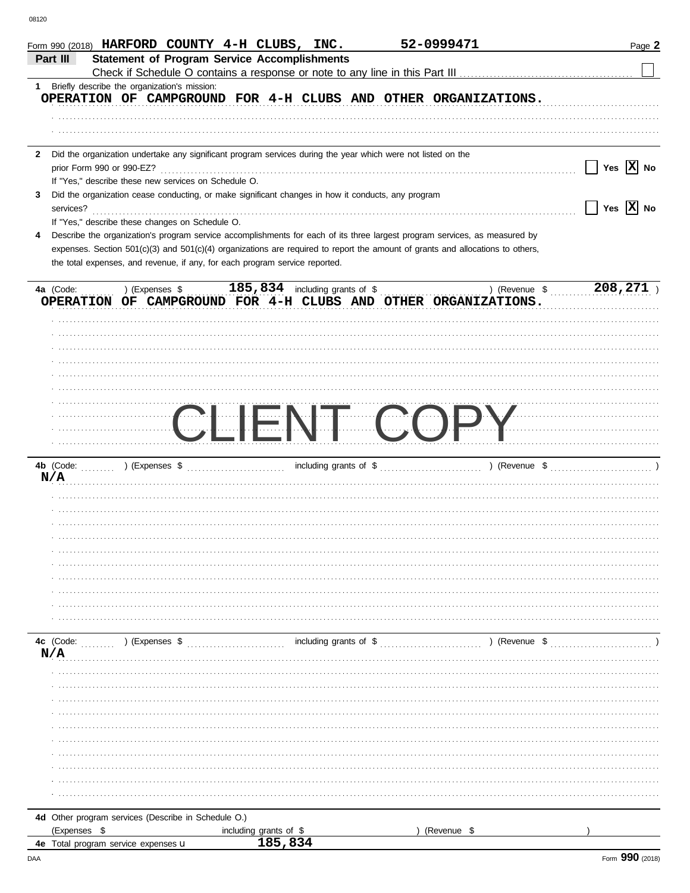Form 990 (2018) HARFORD COUNTY 4-H CLUBS, INC. 52-0999471

## Part III Statement of Program Service Accomplishments

Check if Schedule O contains a response or note to any line in this Part III [ ]

**1** Briefly describe the organization's mission:

OPERATION OF CAMPGROUND FOR 4-H CLUBS AND OTHER ORGANIZATIONS.

**2** Did the organization undertake any significant program services during the year which were not listed on the prior Form 990 or 990-EZ? [ ] Yes [X] No

If "Yes," describe these new services on Schedule O.

**3** Did the organization cease conducting, or make significant changes in how it conducts, any program services? [ ] Yes [X] No

If "Yes," describe these changes on Schedule O.

**4** Describe the organization's program service accomplishments for each of its three largest program services, as measured by expenses. Section 501(c)(3) and 501(c)(4) organizations are required to report the amount of grants and allocations to others, the total expenses, and revenue, if any, for each program service reported.

**4a** (Code: ) (Expenses $ 185,834 including grants of $ ) (Revenue $ 208,271 )

OPERATION OF CAMPGROUND FOR 4-H CLUBS AND OTHER ORGANIZATIONS.

CLIENT COPY

**4b** (Code: ) (Expenses $ including grants of $ ) (Revenue $ )

N/A

**4c** (Code: ) (Expenses $ including grants of $ ) (Revenue $ )

N/A

**4d** Other program services (Describe in Schedule O.)

(Expenses $ including grants of $ ) (Revenue $ )

**4e** Total program service expenses 185,834

Form 990 (2018)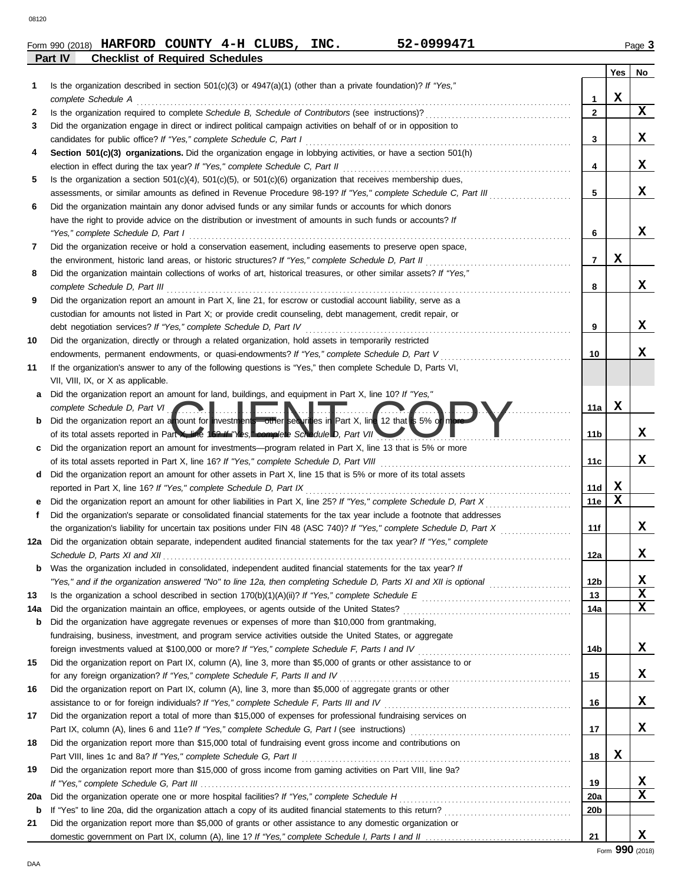Form 990 (2018) **HARFORD COUNTY 4-H CLUBS, INC.** **52-0999471** Page 3

**Part IV Checklist of Required Schedules**

| | | | Yes | No |
|---|---|---|---|---|
| 1 | Is the organization described in section 501(c)(3) or 4947(a)(1) (other than a private foundation)? *If "Yes," complete Schedule A* | 1 | X | |
| 2 | Is the organization required to complete *Schedule B, Schedule of Contributors* (see instructions)? | 2 | | X |
| 3 | Did the organization engage in direct or indirect political campaign activities on behalf of or in opposition to candidates for public office? *If "Yes," complete Schedule C, Part I* | 3 | | X |
| 4 | **Section 501(c)(3) organizations.** Did the organization engage in lobbying activities, or have a section 501(h) election in effect during the tax year? *If "Yes," complete Schedule C, Part II* | 4 | | X |
| 5 | Is the organization a section 501(c)(4), 501(c)(5), or 501(c)(6) organization that receives membership dues, assessments, or similar amounts as defined in Revenue Procedure 98-19? *If "Yes," complete Schedule C, Part III* | 5 | | X |
| 6 | Did the organization maintain any donor advised funds or any similar funds or accounts for which donors have the right to provide advice on the distribution or investment of amounts in such funds or accounts? *If "Yes," complete Schedule D, Part I* | 6 | | X |
| 7 | Did the organization receive or hold a conservation easement, including easements to preserve open space, the environment, historic land areas, or historic structures? *If "Yes," complete Schedule D, Part II* | 7 | X | |
| 8 | Did the organization maintain collections of works of art, historical treasures, or other similar assets? *If "Yes," complete Schedule D, Part III* | 8 | | X |
| 9 | Did the organization report an amount in Part X, line 21, for escrow or custodial account liability, serve as a custodian for amounts not listed in Part X; or provide credit counseling, debt management, credit repair, or debt negotiation services? *If "Yes," complete Schedule D, Part IV* | 9 | | X |
| 10 | Did the organization, directly or through a related organization, hold assets in temporarily restricted endowments, permanent endowments, or quasi-endowments? *If "Yes," complete Schedule D, Part V* | 10 | | X |
| 11 | If the organization's answer to any of the following questions is "Yes," then complete Schedule D, Parts VI, VII, VIII, IX, or X as applicable. | | | |
| a | Did the organization report an amount for land, buildings, and equipment in Part X, line 10? *If "Yes," complete Schedule D, Part VI* | 11a | X | |
| b | Did the organization report an amount for investments—other securities in Part X, line 12 that is 5% or more of its total assets reported in Part X, line 16? *If "Yes," complete Schedule D, Part VII* | 11b | | X |
| c | Did the organization report an amount for investments—program related in Part X, line 13 that is 5% or more of its total assets reported in Part X, line 16? *If "Yes," complete Schedule D, Part VIII* | 11c | | X |
| d | Did the organization report an amount for other assets in Part X, line 15 that is 5% or more of its total assets reported in Part X, line 16? *If "Yes," complete Schedule D, Part IX* | 11d | X | |
| e | Did the organization report an amount for other liabilities in Part X, line 25? *If "Yes," complete Schedule D, Part X* | 11e | X | |
| f | Did the organization's separate or consolidated financial statements for the tax year include a footnote that addresses the organization's liability for uncertain tax positions under FIN 48 (ASC 740)? *If "Yes," complete Schedule D, Part X* | 11f | | X |
| 12a | Did the organization obtain separate, independent audited financial statements for the tax year? *If "Yes," complete Schedule D, Parts XI and XII* | 12a | | X |
| b | Was the organization included in consolidated, independent audited financial statements for the tax year? *If "Yes," and if the organization answered "No" to line 12a, then completing Schedule D, Parts XI and XII is optional* | 12b | | X |
| 13 | Is the organization a school described in section 170(b)(1)(A)(ii)? *If "Yes," complete Schedule E* | 13 | | X |
| 14a | Did the organization maintain an office, employees, or agents outside of the United States? | 14a | | X |
| b | Did the organization have aggregate revenues or expenses of more than $10,000 from grantmaking, fundraising, business, investment, and program service activities outside the United States, or aggregate foreign investments valued at $100,000 or more? *If "Yes," complete Schedule F, Parts I and IV* | 14b | | X |
| 15 | Did the organization report on Part IX, column (A), line 3, more than $5,000 of grants or other assistance to or for any foreign organization? *If "Yes," complete Schedule F, Parts II and IV* | 15 | | X |
| 16 | Did the organization report on Part IX, column (A), line 3, more than $5,000 of aggregate grants or other assistance to or for foreign individuals? *If "Yes," complete Schedule F, Parts III and IV* | 16 | | X |
| 17 | Did the organization report a total of more than $15,000 of expenses for professional fundraising services on Part IX, column (A), lines 6 and 11e? *If "Yes," complete Schedule G, Part I* (see instructions) | 17 | | X |
| 18 | Did the organization report more than $15,000 total of fundraising event gross income and contributions on Part VIII, lines 1c and 8a? *If "Yes," complete Schedule G, Part II* | 18 | X | |
| 19 | Did the organization report more than $15,000 of gross income from gaming activities on Part VIII, line 9a? *If "Yes," complete Schedule G, Part III* | 19 | | X |
| 20a | Did the organization operate one or more hospital facilities? *If "Yes," complete Schedule H* | 20a | | X |
| b | If "Yes" to line 20a, did the organization attach a copy of its audited financial statements to this return? | 20b | | |
| 21 | Did the organization report more than $5,000 of grants or other assistance to any domestic organization or domestic government on Part IX, column (A), line 1? *If "Yes," complete Schedule I, Parts I and II* | 21 | | X |

Form **990** (2018)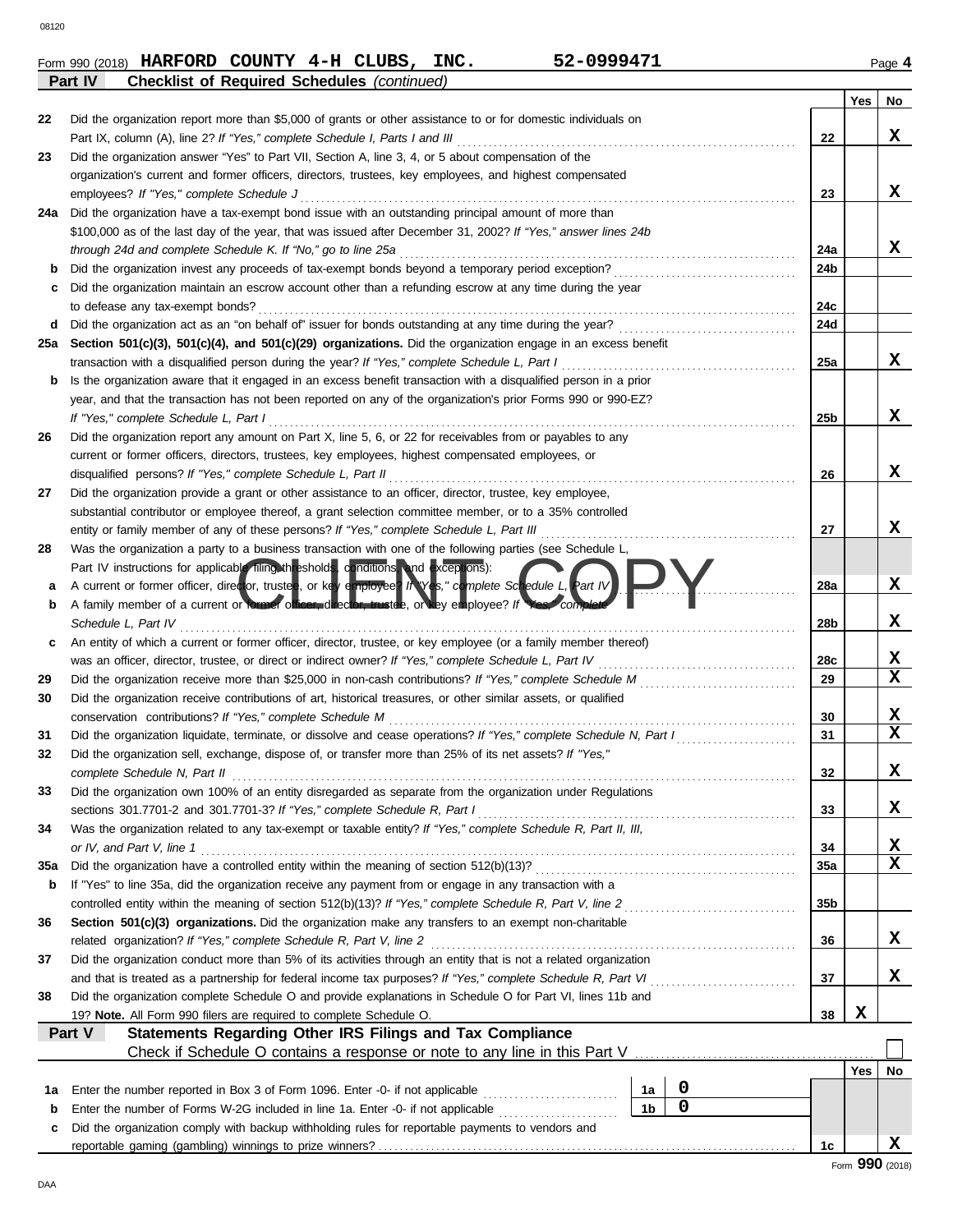Form 990 (2018) **HARFORD COUNTY 4-H CLUBS, INC.** **52-0999471** Page **4**

## Part IV Checklist of Required Schedules *(continued)*

| | | | Yes | No |
|---|---|---|---|---|
| 22 | Did the organization report more than $5,000 of grants or other assistance to or for domestic individuals on Part IX, column (A), line 2? *If "Yes," complete Schedule I, Parts I and III* | 22 | | X |
| 23 | Did the organization answer "Yes" to Part VII, Section A, line 3, 4, or 5 about compensation of the organization's current and former officers, directors, trustees, key employees, and highest compensated employees? *If "Yes," complete Schedule J* | 23 | | X |
| 24a | Did the organization have a tax-exempt bond issue with an outstanding principal amount of more than $100,000 as of the last day of the year, that was issued after December 31, 2002? *If "Yes," answer lines 24b through 24d and complete Schedule K. If "No," go to line 25a* | 24a | | X |
| b | Did the organization invest any proceeds of tax-exempt bonds beyond a temporary period exception? | 24b | | |
| c | Did the organization maintain an escrow account other than a refunding escrow at any time during the year to defease any tax-exempt bonds? | 24c | | |
| d | Did the organization act as an "on behalf of" issuer for bonds outstanding at any time during the year? | 24d | | |
| 25a | **Section 501(c)(3), 501(c)(4), and 501(c)(29) organizations.** Did the organization engage in an excess benefit transaction with a disqualified person during the year? *If "Yes," complete Schedule L, Part I* | 25a | | X |
| b | Is the organization aware that it engaged in an excess benefit transaction with a disqualified person in a prior year, and that the transaction has not been reported on any of the organization's prior Forms 990 or 990-EZ? *If "Yes," complete Schedule L, Part I* | 25b | | X |
| 26 | Did the organization report any amount on Part X, line 5, 6, or 22 for receivables from or payables to any current or former officers, directors, trustees, key employees, highest compensated employees, or disqualified persons? *If "Yes," complete Schedule L, Part II* | 26 | | X |
| 27 | Did the organization provide a grant or other assistance to an officer, director, trustee, key employee, substantial contributor or employee thereof, a grant selection committee member, or to a 35% controlled entity or family member of any of these persons? *If "Yes," complete Schedule L, Part III* | 27 | | X |
| 28 | Was the organization a party to a business transaction with one of the following parties (see Schedule L, Part IV instructions for applicable filing thresholds, conditions, and exceptions): | | | |
| a | A current or former officer, director, trustee, or key employee? *If "Yes," complete Schedule L, Part IV* | 28a | | X |
| b | A family member of a current or former officer, director, trustee, or key employee? *If "Yes," complete Schedule L, Part IV* | 28b | | X |
| c | An entity of which a current or former officer, director, trustee, or key employee (or a family member thereof) was an officer, director, trustee, or direct or indirect owner? *If "Yes," complete Schedule L, Part IV* | 28c | | X |
| 29 | Did the organization receive more than $25,000 in non-cash contributions? *If "Yes," complete Schedule M* | 29 | | X |
| 30 | Did the organization receive contributions of art, historical treasures, or other similar assets, or qualified conservation contributions? *If "Yes," complete Schedule M* | 30 | | X |
| 31 | Did the organization liquidate, terminate, or dissolve and cease operations? *If "Yes," complete Schedule N, Part I* | 31 | | X |
| 32 | Did the organization sell, exchange, dispose of, or transfer more than 25% of its net assets? *If "Yes," complete Schedule N, Part II* | 32 | | X |
| 33 | Did the organization own 100% of an entity disregarded as separate from the organization under Regulations sections 301.7701-2 and 301.7701-3? *If "Yes," complete Schedule R, Part I* | 33 | | X |
| 34 | Was the organization related to any tax-exempt or taxable entity? *If "Yes," complete Schedule R, Part II, III, or IV, and Part V, line 1* | 34 | | X |
| 35a | Did the organization have a controlled entity within the meaning of section 512(b)(13)? | 35a | | X |
| b | If "Yes" to line 35a, did the organization receive any payment from or engage in any transaction with a controlled entity within the meaning of section 512(b)(13)? *If "Yes," complete Schedule R, Part V, line 2* | 35b | | |
| 36 | **Section 501(c)(3) organizations.** Did the organization make any transfers to an exempt non-charitable related organization? *If "Yes," complete Schedule R, Part V, line 2* | 36 | | X |
| 37 | Did the organization conduct more than 5% of its activities through an entity that is not a related organization and that is treated as a partnership for federal income tax purposes? *If "Yes," complete Schedule R, Part VI* | 37 | | X |
| 38 | Did the organization complete Schedule O and provide explanations in Schedule O for Part VI, lines 11b and 19? **Note.** All Form 990 filers are required to complete Schedule O. | 38 | X | |

## Part V Statements Regarding Other IRS Filings and Tax Compliance

Check if Schedule O contains a response or note to any line in this Part V ☐

| | | | | | Yes | No |
|---|---|---|---|---|---|---|
| 1a | Enter the number reported in Box 3 of Form 1096. Enter -0- if not applicable | 1a | 0 | | | |
| b | Enter the number of Forms W-2G included in line 1a. Enter -0- if not applicable | 1b | 0 | | | |
| c | Did the organization comply with backup withholding rules for reportable payments to vendors and reportable gaming (gambling) winnings to prize winners? | | | 1c | | X |

Form **990** (2018)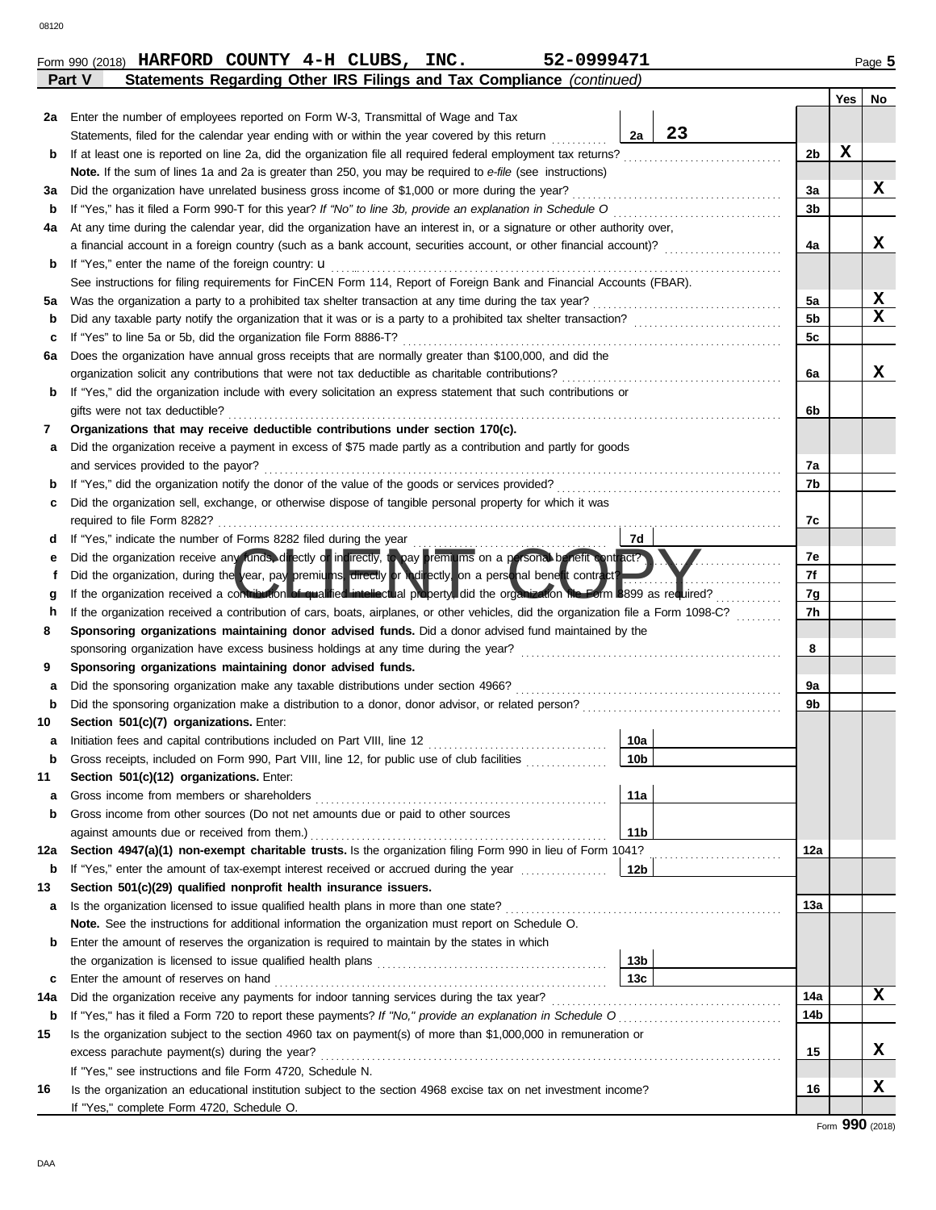Form 990 (2018) **HARFORD COUNTY 4-H CLUBS, INC. 52-0999471**

## Part V Statements Regarding Other IRS Filings and Tax Compliance *(continued)*

| | | | | | Yes | No |
|---|---|---|---|---|---|---|
| **2a** | Enter the number of employees reported on Form W-3, Transmittal of Wage and Tax Statements, filed for the calendar year ending with or within the year covered by this return | 2a | 23 | | | |
| **b** | If at least one is reported on line 2a, did the organization file all required federal employment tax returns? | | | 2b | X | |
| | **Note.** If the sum of lines 1a and 2a is greater than 250, you may be required to *e-file* (see instructions) | | | | | |
| **3a** | Did the organization have unrelated business gross income of $1,000 or more during the year? | | | 3a | | X |
| **b** | If "Yes," has it filed a Form 990-T for this year? *If "No" to line 3b, provide an explanation in Schedule O* | | | 3b | | |
| **4a** | At any time during the calendar year, did the organization have an interest in, or a signature or other authority over, a financial account in a foreign country (such as a bank account, securities account, or other financial account)? | | | 4a | | X |
| **b** | If "Yes," enter the name of the foreign country: u | | | | | |
| | See instructions for filing requirements for FinCEN Form 114, Report of Foreign Bank and Financial Accounts (FBAR). | | | | | |
| **5a** | Was the organization a party to a prohibited tax shelter transaction at any time during the tax year? | | | 5a | | X |
| **b** | Did any taxable party notify the organization that it was or is a party to a prohibited tax shelter transaction? | | | 5b | | X |
| **c** | If "Yes" to line 5a or 5b, did the organization file Form 8886-T? | | | 5c | | |
| **6a** | Does the organization have annual gross receipts that are normally greater than $100,000, and did the organization solicit any contributions that were not tax deductible as charitable contributions? | | | 6a | | X |
| **b** | If "Yes," did the organization include with every solicitation an express statement that such contributions or gifts were not tax deductible? | | | 6b | | |
| **7** | **Organizations that may receive deductible contributions under section 170(c).** | | | | | |
| **a** | Did the organization receive a payment in excess of $75 made partly as a contribution and partly for goods and services provided to the payor? | | | 7a | | |
| **b** | If "Yes," did the organization notify the donor of the value of the goods or services provided? | | | 7b | | |
| **c** | Did the organization sell, exchange, or otherwise dispose of tangible personal property for which it was required to file Form 8282? | | | 7c | | |
| **d** | If "Yes," indicate the number of Forms 8282 filed during the year | 7d | | | | |
| **e** | Did the organization receive any funds, directly or indirectly, to pay premiums on a personal benefit contract? | | | 7e | | |
| **f** | Did the organization, during the year, pay premiums, directly or indirectly, on a personal benefit contract? | | | 7f | | |
| **g** | If the organization received a contribution of qualified intellectual property, did the organization file Form 8899 as required? | | | 7g | | |
| **h** | If the organization received a contribution of cars, boats, airplanes, or other vehicles, did the organization file a Form 1098-C? | | | 7h | | |
| **8** | **Sponsoring organizations maintaining donor advised funds.** Did a donor advised fund maintained by the sponsoring organization have excess business holdings at any time during the year? | | | 8 | | |
| **9** | **Sponsoring organizations maintaining donor advised funds.** | | | | | |
| **a** | Did the sponsoring organization make any taxable distributions under section 4966? | | | 9a | | |
| **b** | Did the sponsoring organization make a distribution to a donor, donor advisor, or related person? | | | 9b | | |
| **10** | **Section 501(c)(7) organizations.** Enter: | | | | | |
| **a** | Initiation fees and capital contributions included on Part VIII, line 12 | 10a | | | | |
| **b** | Gross receipts, included on Form 990, Part VIII, line 12, for public use of club facilities | 10b | | | | |
| **11** | **Section 501(c)(12) organizations.** Enter: | | | | | |
| **a** | Gross income from members or shareholders | 11a | | | | |
| **b** | Gross income from other sources (Do not net amounts due or paid to other sources against amounts due or received from them.) | 11b | | | | |
| **12a** | **Section 4947(a)(1) non-exempt charitable trusts.** Is the organization filing Form 990 in lieu of Form 1041? | | | 12a | | |
| **b** | If "Yes," enter the amount of tax-exempt interest received or accrued during the year | 12b | | | | |
| **13** | **Section 501(c)(29) qualified nonprofit health insurance issuers.** | | | | | |
| **a** | Is the organization licensed to issue qualified health plans in more than one state? | | | 13a | | |
| | **Note.** See the instructions for additional information the organization must report on Schedule O. | | | | | |
| **b** | Enter the amount of reserves the organization is required to maintain by the states in which the organization is licensed to issue qualified health plans | 13b | | | | |
| **c** | Enter the amount of reserves on hand | 13c | | | | |
| **14a** | Did the organization receive any payments for indoor tanning services during the tax year? | | | 14a | | X |
| **b** | If "Yes," has it filed a Form 720 to report these payments? *If "No," provide an explanation in Schedule O* | | | 14b | | |
| **15** | Is the organization subject to the section 4960 tax on payment(s) of more than $1,000,000 in remuneration or excess parachute payment(s) during the year? | | | 15 | | X |
| | If "Yes," see instructions and file Form 4720, Schedule N. | | | | | |
| **16** | Is the organization an educational institution subject to the section 4968 excise tax on net investment income? | | | 16 | | X |
| | If "Yes," complete Form 4720, Schedule O. | | | | | |

Form **990** (2018)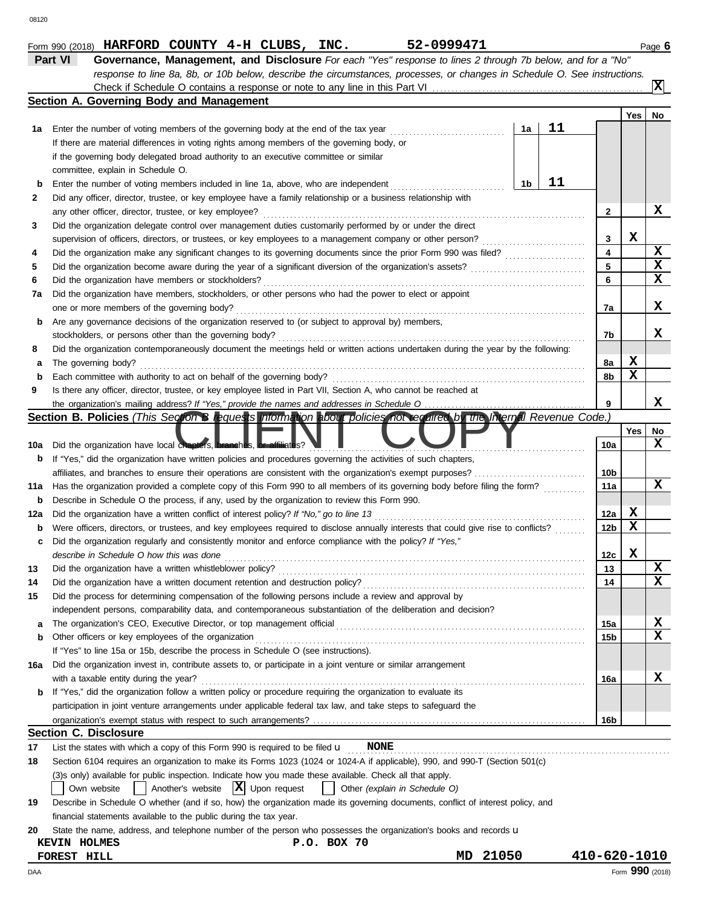08120

Form 990 (2018) **HARFORD COUNTY 4-H CLUBS, INC.** **52-0999471** Page **6**

## Part VI Governance, Management, and Disclosure

*For each "Yes" response to lines 2 through 7b below, and for a "No" response to line 8a, 8b, or 10b below, describe the circumstances, processes, or changes in Schedule O. See instructions.*

Check if Schedule O contains a response or note to any line in this Part VI .......... [X]

### Section A. Governing Body and Management

| | | | | Yes | No |
|---|---|---|---|---|---|
| **1a** | Enter the number of voting members of the governing body at the end of the tax year ... | **1a** 11 | | | |
| | If there are material differences in voting rights among members of the governing body, or if the governing body delegated broad authority to an executive committee or similar committee, explain in Schedule O. | | | | |
| **b** | Enter the number of voting members included in line 1a, above, who are independent ... | **1b** 11 | | | |
| **2** | Did any officer, director, trustee, or key employee have a family relationship or a business relationship with any other officer, director, trustee, or key employee? | | **2** | | X |
| **3** | Did the organization delegate control over management duties customarily performed by or under the direct supervision of officers, directors, or trustees, or key employees to a management company or other person? | | **3** | X | |
| **4** | Did the organization make any significant changes to its governing documents since the prior Form 990 was filed? | | **4** | | X |
| **5** | Did the organization become aware during the year of a significant diversion of the organization's assets? | | **5** | | X |
| **6** | Did the organization have members or stockholders? | | **6** | | X |
| **7a** | Did the organization have members, stockholders, or other persons who had the power to elect or appoint one or more members of the governing body? | | **7a** | | X |
| **b** | Are any governance decisions of the organization reserved to (or subject to approval by) members, stockholders, or persons other than the governing body? | | **7b** | | X |
| **8** | Did the organization contemporaneously document the meetings held or written actions undertaken during the year by the following: | | | | |
| **a** | The governing body? | | **8a** | X | |
| **b** | Each committee with authority to act on behalf of the governing body? | | **8b** | X | |
| **9** | Is there any officer, director, trustee, or key employee listed in Part VII, Section A, who cannot be reached at the organization's mailing address? *If "Yes," provide the names and addresses in Schedule O* | | **9** | | X |

### Section B. Policies *(This Section B requests information about policies not required by the Internal Revenue Code.)*

CLIENT COPY

| | | | Yes | No |
|---|---|---|---|---|
| **10a** | Did the organization have local chapters, branches, or affiliates? | **10a** | | X |
| **b** | If "Yes," did the organization have written policies and procedures governing the activities of such chapters, affiliates, and branches to ensure their operations are consistent with the organization's exempt purposes? | **10b** | | |
| **11a** | Has the organization provided a complete copy of this Form 990 to all members of its governing body before filing the form? | **11a** | | X |
| **b** | Describe in Schedule O the process, if any, used by the organization to review this Form 990. | | | |
| **12a** | Did the organization have a written conflict of interest policy? *If "No," go to line 13* | **12a** | X | |
| **b** | Were officers, directors, or trustees, and key employees required to disclose annually interests that could give rise to conflicts? | **12b** | X | |
| **c** | Did the organization regularly and consistently monitor and enforce compliance with the policy? *If "Yes," describe in Schedule O how this was done* | **12c** | X | |
| **13** | Did the organization have a written whistleblower policy? | **13** | | X |
| **14** | Did the organization have a written document retention and destruction policy? | **14** | | X |
| **15** | Did the process for determining compensation of the following persons include a review and approval by independent persons, comparability data, and contemporaneous substantiation of the deliberation and decision? | | | |
| **a** | The organization's CEO, Executive Director, or top management official | **15a** | | X |
| **b** | Other officers or key employees of the organization | **15b** | | X |
| | If "Yes" to line 15a or 15b, describe the process in Schedule O (see instructions). | | | |
| **16a** | Did the organization invest in, contribute assets to, or participate in a joint venture or similar arrangement with a taxable entity during the year? | **16a** | | X |
| **b** | If "Yes," did the organization follow a written policy or procedure requiring the organization to evaluate its participation in joint venture arrangements under applicable federal tax law, and take steps to safeguard the organization's exempt status with respect to such arrangements? | **16b** | | |

### Section C. Disclosure

**17** List the states with which a copy of this Form 990 is required to be filed u **NONE**

**18** Section 6104 requires an organization to make its Forms 1023 (1024 or 1024-A if applicable), 990, and 990-T (Section 501(c)(3)s only) available for public inspection. Indicate how you made these available. Check all that apply.

[ ] Own website [ ] Another's website [X] Upon request [ ] Other *(explain in Schedule O)*

**19** Describe in Schedule O whether (and if so, how) the organization made its governing documents, conflict of interest policy, and financial statements available to the public during the tax year.

**20** State the name, address, and telephone number of the person who possesses the organization's books and records u

KEVIN HOLMES P.O. BOX 70
FOREST HILL MD 21050 410-620-1010

DAA Form **990** (2018)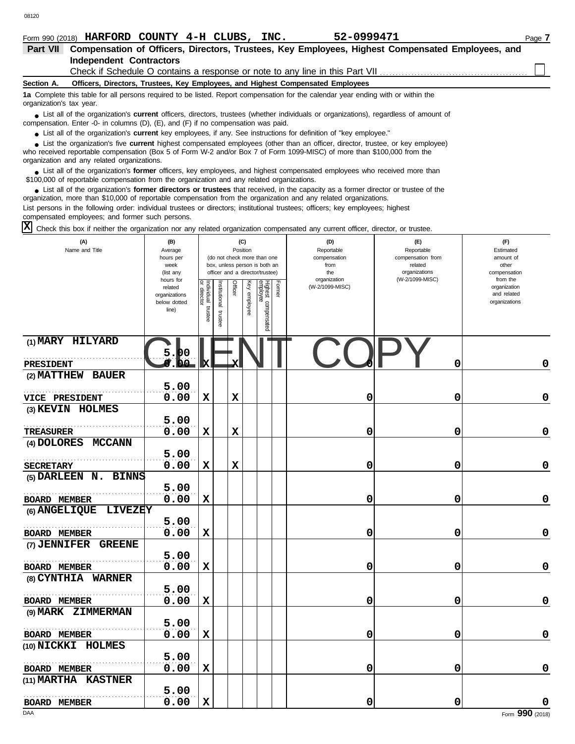Form 990 (2018) **HARFORD COUNTY 4-H CLUBS, INC.** **52-0999471** Page **7**

## Part VII Compensation of Officers, Directors, Trustees, Key Employees, Highest Compensated Employees, and Independent Contractors

Check if Schedule O contains a response or note to any line in this Part VII ☐

### Section A. Officers, Directors, Trustees, Key Employees, and Highest Compensated Employees

**1a** Complete this table for all persons required to be listed. Report compensation for the calendar year ending with or within the organization's tax year.

- List all of the organization's **current** officers, directors, trustees (whether individuals or organizations), regardless of amount of compensation. Enter -0- in columns (D), (E), and (F) if no compensation was paid.
- List all of the organization's **current** key employees, if any. See instructions for definition of "key employee."
- List the organization's five **current** highest compensated employees (other than an officer, director, trustee, or key employee) who received reportable compensation (Box 5 of Form W-2 and/or Box 7 of Form 1099-MISC) of more than $100,000 from the organization and any related organizations.
- List all of the organization's **former** officers, key employees, and highest compensated employees who received more than $100,000 of reportable compensation from the organization and any related organizations.
- List all of the organization's **former directors or trustees** that received, in the capacity as a former director or trustee of the organization, more than $10,000 of reportable compensation from the organization and any related organizations.

List persons in the following order: individual trustees or directors; institutional trustees; officers; key employees; highest compensated employees; and former such persons.

☒ Check this box if neither the organization nor any related organization compensated any current officer, director, or trustee.

| (A) Name and Title | (B) Average hours per week (list any hours for related organizations below dotted line) | (C) Position: Individual trustee or director | Institutional trustee | Officer | Key employee | Highest compensated employee | Former | (D) Reportable compensation from the organization (W-2/1099-MISC) | (E) Reportable compensation from related organizations (W-2/1099-MISC) | (F) Estimated amount of other compensation from the organization and related organizations |
|---|---|---|---|---|---|---|---|---|---|---|
| (1) MARY HILYARD<br>PRESIDENT | 5.00<br>0.00 | X | | X | | | | 0 | 0 | 0 |
| (2) MATTHEW BAUER<br>VICE PRESIDENT | 5.00<br>0.00 | X | | X | | | | 0 | 0 | 0 |
| (3) KEVIN HOLMES<br>TREASURER | 5.00<br>0.00 | X | | X | | | | 0 | 0 | 0 |
| (4) DOLORES MCCANN<br>SECRETARY | 5.00<br>0.00 | X | | X | | | | 0 | 0 | 0 |
| (5) DARLEEN N. BINNS<br>BOARD MEMBER | 5.00<br>0.00 | X | | | | | | 0 | 0 | 0 |
| (6) ANGELIQUE LIVEZEY<br>BOARD MEMBER | 5.00<br>0.00 | X | | | | | | 0 | 0 | 0 |
| (7) JENNIFER GREENE<br>BOARD MEMBER | 5.00<br>0.00 | X | | | | | | 0 | 0 | 0 |
| (8) CYNTHIA WARNER<br>BOARD MEMBER | 5.00<br>0.00 | X | | | | | | 0 | 0 | 0 |
| (9) MARK ZIMMERMAN<br>BOARD MEMBER | 5.00<br>0.00 | X | | | | | | 0 | 0 | 0 |
| (10) NICKKI HOLMES<br>BOARD MEMBER | 5.00<br>0.00 | X | | | | | | 0 | 0 | 0 |
| (11) MARTHA KASTNER<br>BOARD MEMBER | 5.00<br>0.00 | X | | | | | | 0 | 0 | 0 |

CLIENT COPY

Form **990** (2018)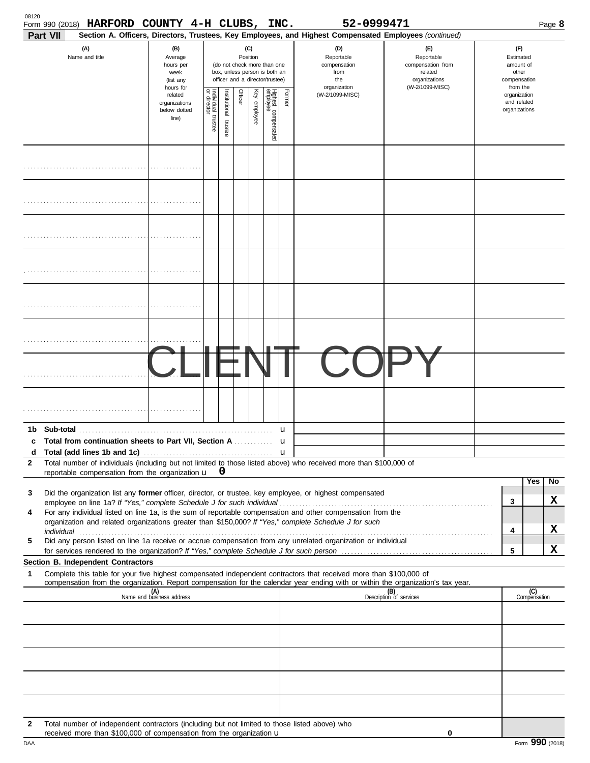Form 990 (2018) **HARFORD COUNTY 4-H CLUBS, INC.** **52-0999471**

**Part VII** **Section A. Officers, Directors, Trustees, Key Employees, and Highest Compensated Employees** *(continued)*

| (A) Name and title | (B) Average hours per week (list any hours for related organizations below dotted line) | (C) Position: Individual trustee or director | Institutional trustee | Officer | Key employee | Highest compensated employee | Former | (D) Reportable compensation from the organization (W-2/1099-MISC) | (E) Reportable compensation from related organizations (W-2/1099-MISC) | (F) Estimated amount of other compensation from the organization and related organizations |
|---|---|---|---|---|---|---|---|---|---|---|
| | | | | | | | | | | |
| | | | | | | | | | | |
| | | | | | | | | | | |
| | | | | | | | | | | |
| | | | | | | | | | | |
| | | | | | | | | | | |
| | | | | | | | | | | |
| | | | | | | | | | | |

CLIENT COPY

**1b Sub-total** ▶

**c Total from continuation sheets to Part VII, Section A** ▶

**d Total (add lines 1b and 1c)** ▶

**2** Total number of individuals (including but not limited to those listed above) who received more than $100,000 of reportable compensation from the organization ▶ **0**

| | | Yes | No |
|---|---|---|---|
| **3** Did the organization list any **former** officer, director, or trustee, key employee, or highest compensated employee on line 1a? *If "Yes," complete Schedule J for such individual* | 3 | | X |
| **4** For any individual listed on line 1a, is the sum of reportable compensation and other compensation from the organization and related organizations greater than $150,000? *If "Yes," complete Schedule J for such individual* | 4 | | X |
| **5** Did any person listed on line 1a receive or accrue compensation from any unrelated organization or individual for services rendered to the organization? *If "Yes," complete Schedule J for such person* | 5 | | X |

**Section B. Independent Contractors**

**1** Complete this table for your five highest compensated independent contractors that received more than $100,000 of compensation from the organization. Report compensation for the calendar year ending with or within the organization's tax year.

| (A) Name and business address | (B) Description of services | (C) Compensation |
|---|---|---|
| | | |
| | | |
| | | |
| | | |
| | | |

**2** Total number of independent contractors (including but not limited to those listed above) who received more than $100,000 of compensation from the organization ▶ **0**

Form **990** (2018)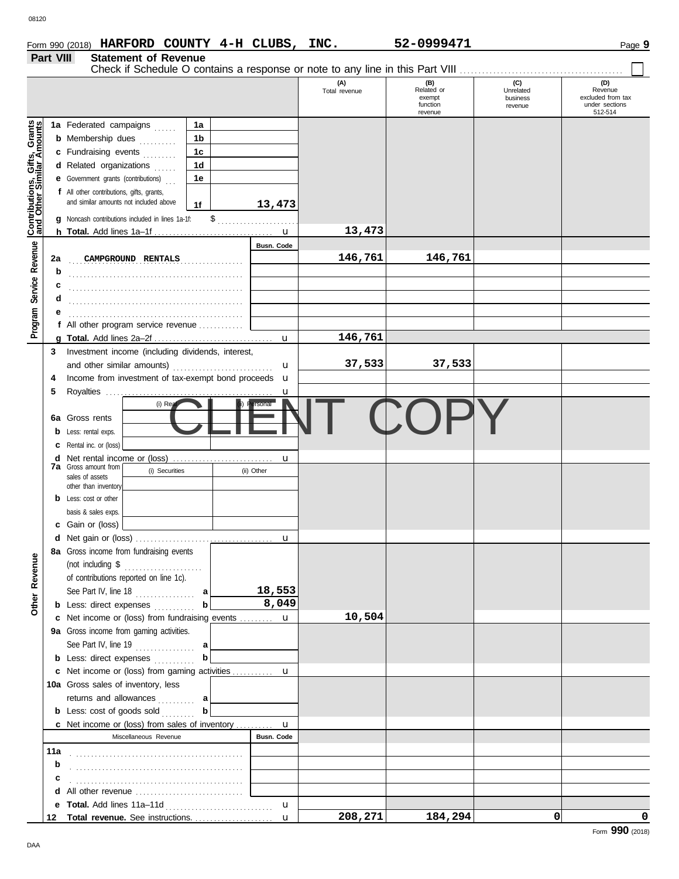08120

Form 990 (2018) **HARFORD COUNTY 4-H CLUBS, INC.** **52-0999471** Page **9**

## Part VIII Statement of Revenue

Check if Schedule O contains a response or note to any line in this Part VIII . . . . . . . . . . . . . . ☐

| | | | | (A) Total revenue | (B) Related or exempt function revenue | (C) Unrelated business revenue | (D) Revenue excluded from tax under sections 512-514 |
|---|---|---|---|---|---|---|---|
| **Contributions, Gifts, Grants and Other Similar Amounts** | 1a Federated campaigns | 1a | | | | | |
| | b Membership dues | 1b | | | | | |
| | c Fundraising events | 1c | | | | | |
| | d Related organizations | 1d | | | | | |
| | e Government grants (contributions) | 1e | | | | | |
| | f All other contributions, gifts, grants, and similar amounts not included above | 1f | 13,473 | | | | |
| | g Noncash contributions included in lines 1a-1f: $ | | | | | | |
| | h **Total.** Add lines 1a–1f | | u | 13,473 | | | |
| **Program Service Revenue** | | | Busn. Code | | | | |
| | 2a CAMPGROUND RENTALS | | | 146,761 | 146,761 | | |
| | b | | | | | | |
| | c | | | | | | |
| | d | | | | | | |
| | e | | | | | | |
| | f All other program service revenue | | | | | | |
| | g **Total.** Add lines 2a–2f | | u | 146,761 | | | |
| **Other Revenue** | 3 Investment income (including dividends, interest, and other similar amounts) | | u | 37,533 | 37,533 | | |
| | 4 Income from investment of tax-exempt bond proceeds | | u | | | | |
| | 5 Royalties | | u | | | | |
| | | (i) Real | (ii) Personal | | | | |
| | 6a Gross rents | | | | | | |
| | b Less: rental exps. | | | | | | |
| | c Rental inc. or (loss) | | | | | | |
| | d Net rental income or (loss) | | u | | | | |
| | 7a Gross amount from sales of assets other than inventory | (i) Securities | (ii) Other | | | | |
| | b Less: cost or other basis & sales exps. | | | | | | |
| | c Gain or (loss) | | | | | | |
| | d Net gain or (loss) | | u | | | | |
| | 8a Gross income from fundraising events (not including $ of contributions reported on line 1c). See Part IV, line 18 | a | 18,553 | | | | |
| | b Less: direct expenses | b | 8,049 | | | | |
| | c Net income or (loss) from fundraising events | | u | 10,504 | | | |
| | 9a Gross income from gaming activities. See Part IV, line 19 | a | | | | | |
| | b Less: direct expenses | b | | | | | |
| | c Net income or (loss) from gaming activities | | u | | | | |
| | 10a Gross sales of inventory, less returns and allowances | a | | | | | |
| | b Less: cost of goods sold | b | | | | | |
| | c Net income or (loss) from sales of inventory | | u | | | | |
| | Miscellaneous Revenue | | Busn. Code | | | | |
| | 11a | | | | | | |
| | b | | | | | | |
| | c | | | | | | |
| | d All other revenue | | | | | | |
| | e **Total.** Add lines 11a–11d | | u | | | | |
| | 12 **Total revenue.** See instructions. | | u | 208,271 | 184,294 | 0 | 0 |

CLIENT COPY

Form **990** (2018)

DAA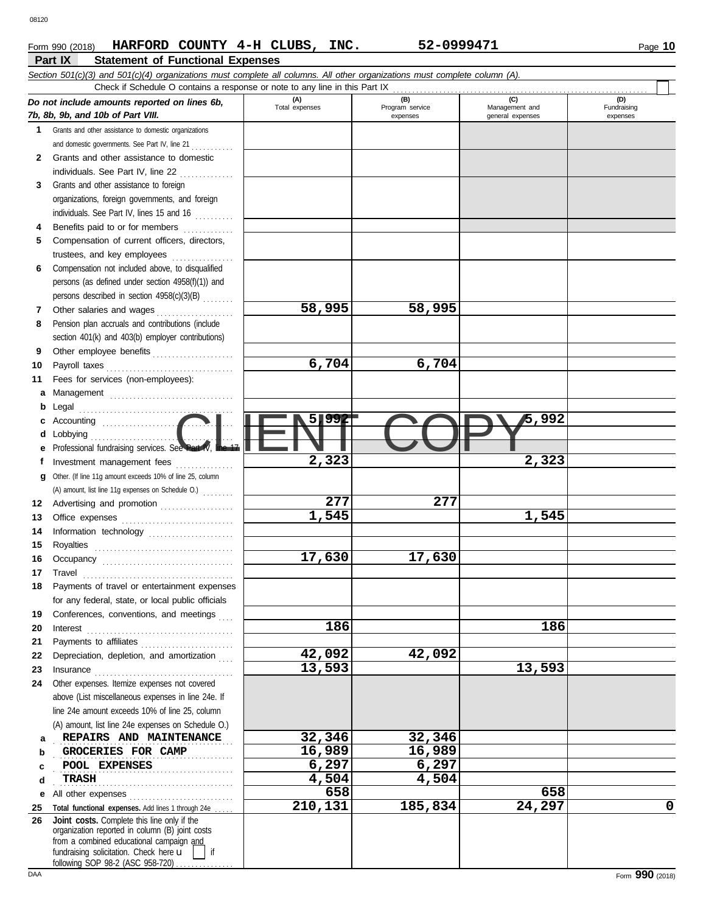Form 990 (2018) **HARFORD COUNTY 4-H CLUBS, INC.** **52-0999471** Page **10**

## Part IX Statement of Functional Expenses

*Section 501(c)(3) and 501(c)(4) organizations must complete all columns. All other organizations must complete column (A).*

Check if Schedule O contains a response or note to any line in this Part IX

| *Do not include amounts reported on lines 6b, 7b, 8b, 9b, and 10b of Part VIII.* | (A) Total expenses | (B) Program service expenses | (C) Management and general expenses | (D) Fundraising expenses |
|---|---|---|---|---|
| **1** Grants and other assistance to domestic organizations and domestic governments. See Part IV, line 21 | | | | |
| **2** Grants and other assistance to domestic individuals. See Part IV, line 22 | | | | |
| **3** Grants and other assistance to foreign organizations, foreign governments, and foreign individuals. See Part IV, lines 15 and 16 | | | | |
| **4** Benefits paid to or for members | | | | |
| **5** Compensation of current officers, directors, trustees, and key employees | | | | |
| **6** Compensation not included above, to disqualified persons (as defined under section 4958(f)(1)) and persons described in section 4958(c)(3)(B) | | | | |
| **7** Other salaries and wages | 58,995 | 58,995 | | |
| **8** Pension plan accruals and contributions (include section 401(k) and 403(b) employer contributions) | | | | |
| **9** Other employee benefits | | | | |
| **10** Payroll taxes | 6,704 | 6,704 | | |
| **11** Fees for services (non-employees): | | | | |
| **a** Management | | | | |
| **b** Legal | | | | |
| **c** Accounting | 5,992 | | 5,992 | |
| **d** Lobbying | | | | |
| **e** Professional fundraising services. See Part IV, line 17 | | | | |
| **f** Investment management fees | 2,323 | | 2,323 | |
| **g** Other. (If line 11g amount exceeds 10% of line 25, column (A) amount, list line 11g expenses on Schedule O.) | | | | |
| **12** Advertising and promotion | 277 | 277 | | |
| **13** Office expenses | 1,545 | | 1,545 | |
| **14** Information technology | | | | |
| **15** Royalties | | | | |
| **16** Occupancy | 17,630 | 17,630 | | |
| **17** Travel | | | | |
| **18** Payments of travel or entertainment expenses for any federal, state, or local public officials | | | | |
| **19** Conferences, conventions, and meetings | | | | |
| **20** Interest | 186 | | 186 | |
| **21** Payments to affiliates | | | | |
| **22** Depreciation, depletion, and amortization | 42,092 | 42,092 | | |
| **23** Insurance | 13,593 | | 13,593 | |
| **24** Other expenses. Itemize expenses not covered above (List miscellaneous expenses in line 24e. If line 24e amount exceeds 10% of line 25, column (A) amount, list line 24e expenses on Schedule O.) | | | | |
| **a** REPAIRS AND MAINTENANCE | 32,346 | 32,346 | | |
| **b** GROCERIES FOR CAMP | 16,989 | 16,989 | | |
| **c** POOL EXPENSES | 6,297 | 6,297 | | |
| **d** TRASH | 4,504 | 4,504 | | |
| **e** All other expenses | 658 | | 658 | |
| **25 Total functional expenses.** Add lines 1 through 24e | 210,131 | 185,834 | 24,297 | 0 |
| **26 Joint costs.** Complete this line only if the organization reported in column (B) joint costs from a combined educational campaign and fundraising solicitation. Check here ☐ if following SOP 98-2 (ASC 958-720) | | | | |

CLIENT COPY

Form **990** (2018)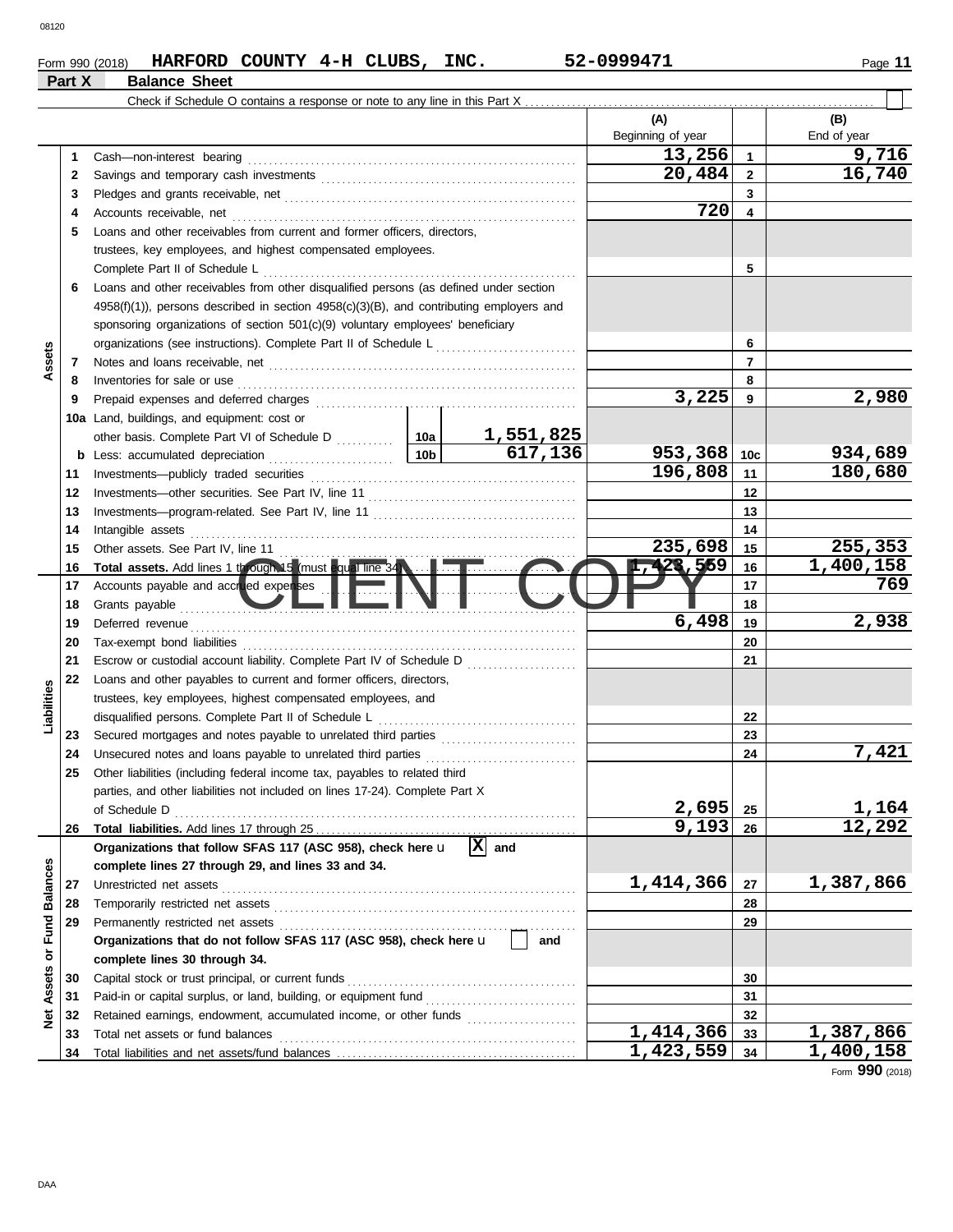08120

Form 990 (2018) **HARFORD COUNTY 4-H CLUBS, INC.** **52-0999471**

## Part X Balance Sheet

Check if Schedule O contains a response or note to any line in this Part X . . . . . ☐

| Section | Line | Description | | (A) Beginning of year | Line | (B) End of year |
|---|---|---|---|---|---|---|
| Assets | 1 | Cash—non-interest bearing | | 13,256 | 1 | 9,716 |
| | 2 | Savings and temporary cash investments | | 20,484 | 2 | 16,740 |
| | 3 | Pledges and grants receivable, net | | | 3 | |
| | 4 | Accounts receivable, net | | 720 | 4 | |
| | 5 | Loans and other receivables from current and former officers, directors, trustees, key employees, and highest compensated employees. Complete Part II of Schedule L | | | 5 | |
| | 6 | Loans and other receivables from other disqualified persons (as defined under section 4958(f)(1)), persons described in section 4958(c)(3)(B), and contributing employers and sponsoring organizations of section 501(c)(9) voluntary employees' beneficiary organizations (see instructions). Complete Part II of Schedule L | | | 6 | |
| | 7 | Notes and loans receivable, net | | | 7 | |
| | 8 | Inventories for sale or use | | | 8 | |
| | 9 | Prepaid expenses and deferred charges | | 3,225 | 9 | 2,980 |
| | 10a | Land, buildings, and equipment: cost or other basis. Complete Part VI of Schedule D | 10a 1,551,825 | | | |
| | b | Less: accumulated depreciation | 10b 617,136 | 953,368 | 10c | 934,689 |
| | 11 | Investments—publicly traded securities | | 196,808 | 11 | 180,680 |
| | 12 | Investments—other securities. See Part IV, line 11 | | | 12 | |
| | 13 | Investments—program-related. See Part IV, line 11 | | | 13 | |
| | 14 | Intangible assets | | | 14 | |
| | 15 | Other assets. See Part IV, line 11 | | 235,698 | 15 | 255,353 |
| | 16 | **Total assets.** Add lines 1 through 15 (must equal line 34) | | 1,423,559 | 16 | 1,400,158 |
| Liabilities | 17 | Accounts payable and accrued expenses | | | 17 | 769 |
| | 18 | Grants payable | | | 18 | |
| | 19 | Deferred revenue | | 6,498 | 19 | 2,938 |
| | 20 | Tax-exempt bond liabilities | | | 20 | |
| | 21 | Escrow or custodial account liability. Complete Part IV of Schedule D | | | 21 | |
| | 22 | Loans and other payables to current and former officers, directors, trustees, key employees, highest compensated employees, and disqualified persons. Complete Part II of Schedule L | | | 22 | |
| | 23 | Secured mortgages and notes payable to unrelated third parties | | | 23 | |
| | 24 | Unsecured notes and loans payable to unrelated third parties | | | 24 | 7,421 |
| | 25 | Other liabilities (including federal income tax, payables to related third parties, and other liabilities not included on lines 17-24). Complete Part X of Schedule D | | 2,695 | 25 | 1,164 |
| | 26 | **Total liabilities.** Add lines 17 through 25 | | 9,193 | 26 | 12,292 |
| Net Assets or Fund Balances | | **Organizations that follow SFAS 117 (ASC 958), check here** [X] **and complete lines 27 through 29, and lines 33 and 34.** | | | | |
| | 27 | Unrestricted net assets | | 1,414,366 | 27 | 1,387,866 |
| | 28 | Temporarily restricted net assets | | | 28 | |
| | 29 | Permanently restricted net assets | | | 29 | |
| | | **Organizations that do not follow SFAS 117 (ASC 958), check here** [ ] **and complete lines 30 through 34.** | | | | |
| | 30 | Capital stock or trust principal, or current funds | | | 30 | |
| | 31 | Paid-in or capital surplus, or land, building, or equipment fund | | | 31 | |
| | 32 | Retained earnings, endowment, accumulated income, or other funds | | | 32 | |
| | 33 | Total net assets or fund balances | | 1,414,366 | 33 | 1,387,866 |
| | 34 | Total liabilities and net assets/fund balances | | 1,423,559 | 34 | 1,400,158 |

Form **990** (2018)

DAA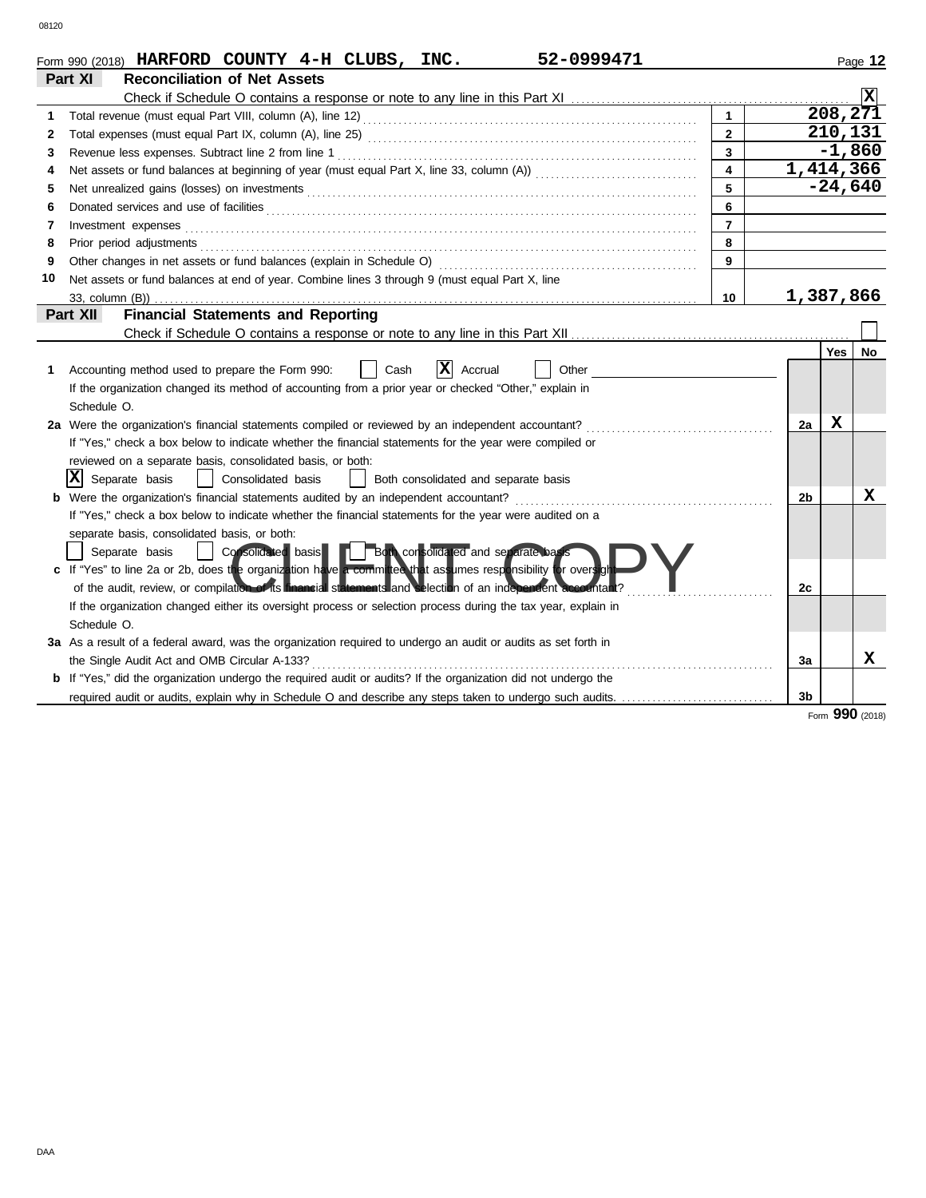Form 990 (2018) **HARFORD COUNTY 4-H CLUBS, INC.** **52-0999471**

## Part XI Reconciliation of Net Assets

Check if Schedule O contains a response or note to any line in this Part XI ..... [X]

| | | | |
|---|---|---|---|
| 1 | Total revenue (must equal Part VIII, column (A), line 12) | 1 | 208,271 |
| 2 | Total expenses (must equal Part IX, column (A), line 25) | 2 | 210,131 |
| 3 | Revenue less expenses. Subtract line 2 from line 1 | 3 | -1,860 |
| 4 | Net assets or fund balances at beginning of year (must equal Part X, line 33, column (A)) | 4 | 1,414,366 |
| 5 | Net unrealized gains (losses) on investments | 5 | -24,640 |
| 6 | Donated services and use of facilities | 6 | |
| 7 | Investment expenses | 7 | |
| 8 | Prior period adjustments | 8 | |
| 9 | Other changes in net assets or fund balances (explain in Schedule O) | 9 | |
| 10 | Net assets or fund balances at end of year. Combine lines 3 through 9 (must equal Part X, line 33, column (B)) | 10 | 1,387,866 |

## Part XII Financial Statements and Reporting

Check if Schedule O contains a response or note to any line in this Part XII ..... [ ]

| | | | Yes | No |
|---|---|---|---|---|
| 1 | Accounting method used to prepare the Form 990: [ ] Cash [X] Accrual [ ] Other ______<br>If the organization changed its method of accounting from a prior year or checked "Other," explain in Schedule O. | | | |
| 2a | Were the organization's financial statements compiled or reviewed by an independent accountant?<br>If "Yes," check a box below to indicate whether the financial statements for the year were compiled or reviewed on a separate basis, consolidated basis, or both:<br>[X] Separate basis [ ] Consolidated basis [ ] Both consolidated and separate basis | 2a | X | |
| b | Were the organization's financial statements audited by an independent accountant?<br>If "Yes," check a box below to indicate whether the financial statements for the year were audited on a separate basis, consolidated basis, or both:<br>[ ] Separate basis [ ] Consolidated basis [ ] Both consolidated and separate basis | 2b | | X |
| c | If "Yes" to line 2a or 2b, does the organization have a committee that assumes responsibility for oversight of the audit, review, or compilation of its financial statements and selection of an independent accountant?<br>If the organization changed either its oversight process or selection process during the tax year, explain in Schedule O. | 2c | | |
| 3a | As a result of a federal award, was the organization required to undergo an audit or audits as set forth in the Single Audit Act and OMB Circular A-133? | 3a | | X |
| b | If "Yes," did the organization undergo the required audit or audits? If the organization did not undergo the required audit or audits, explain in Schedule O and describe any steps taken to undergo such audits. | 3b | | |

CLIENT COPY

Form **990** (2018)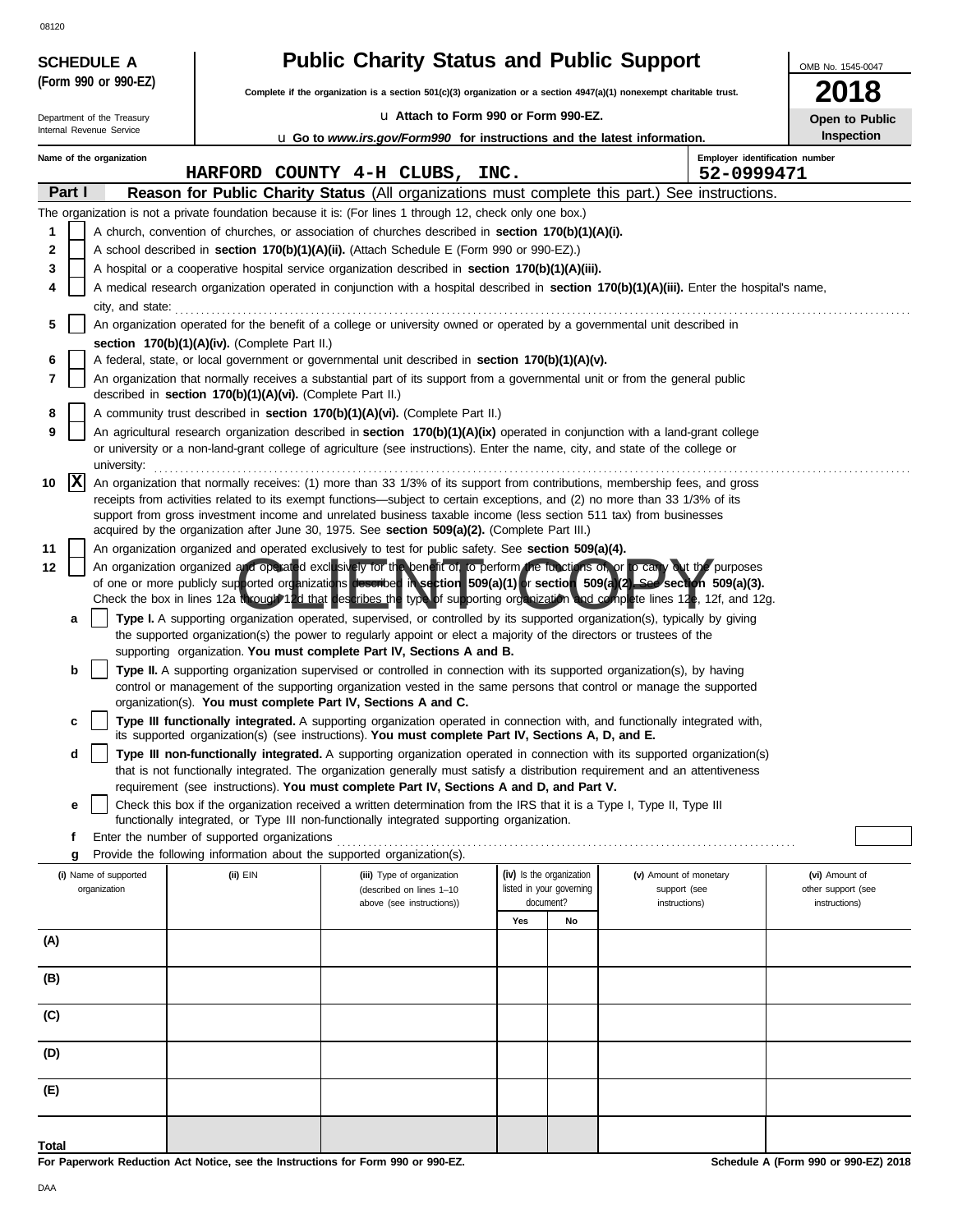08120

**SCHEDULE A**
**(Form 990 or 990-EZ)**

Department of the Treasury
Internal Revenue Service

# Public Charity Status and Public Support

**Complete if the organization is a section 501(c)(3) organization or a section 4947(a)(1) nonexempt charitable trust.**

u **Attach to Form 990 or Form 990-EZ.**

u **Go to *www.irs.gov/Form990* for instructions and the latest information.**

OMB No. 1545-0047

**2018**

**Open to Public Inspection**

Name of the organization: **HARFORD COUNTY 4-H CLUBS, INC.**

Employer identification number: **52-0999471**

## Part I Reason for Public Charity Status (All organizations must complete this part.) See instructions.

The organization is not a private foundation because it is: (For lines 1 through 12, check only one box.)

1 [ ] A church, convention of churches, or association of churches described in **section 170(b)(1)(A)(i).**

2 [ ] A school described in **section 170(b)(1)(A)(ii).** (Attach Schedule E (Form 990 or 990-EZ).)

3 [ ] A hospital or a cooperative hospital service organization described in **section 170(b)(1)(A)(iii).**

4 [ ] A medical research organization operated in conjunction with a hospital described in **section 170(b)(1)(A)(iii).** Enter the hospital's name, city, and state:

5 [ ] An organization operated for the benefit of a college or university owned or operated by a governmental unit described in **section 170(b)(1)(A)(iv).** (Complete Part II.)

6 [ ] A federal, state, or local government or governmental unit described in **section 170(b)(1)(A)(v).**

7 [ ] An organization that normally receives a substantial part of its support from a governmental unit or from the general public described in **section 170(b)(1)(A)(vi).** (Complete Part II.)

8 [ ] A community trust described in **section 170(b)(1)(A)(vi).** (Complete Part II.)

9 [ ] An agricultural research organization described in **section 170(b)(1)(A)(ix)** operated in conjunction with a land-grant college or university or a non-land-grant college of agriculture (see instructions). Enter the name, city, and state of the college or university:

10 [X] An organization that normally receives: (1) more than 33 1/3% of its support from contributions, membership fees, and gross receipts from activities related to its exempt functions—subject to certain exceptions, and (2) no more than 33 1/3% of its support from gross investment income and unrelated business taxable income (less section 511 tax) from businesses acquired by the organization after June 30, 1975. See **section 509(a)(2).** (Complete Part III.)

11 [ ] An organization organized and operated exclusively to test for public safety. See **section 509(a)(4).**

12 [ ] An organization organized and operated exclusively for the benefit of, to perform the functions of, or to carry out the purposes of one or more publicly supported organizations described in **section 509(a)(1)** or **section 509(a)(2).** See **section 509(a)(3).** Check the box in lines 12a through 12d that describes the type of supporting organization and complete lines 12e, 12f, and 12g.

a [ ] **Type I.** A supporting organization operated, supervised, or controlled by its supported organization(s), typically by giving the supported organization(s) the power to regularly appoint or elect a majority of the directors or trustees of the supporting organization. **You must complete Part IV, Sections A and B.**

b [ ] **Type II.** A supporting organization supervised or controlled in connection with its supported organization(s), by having control or management of the supporting organization vested in the same persons that control or manage the supported organization(s). **You must complete Part IV, Sections A and C.**

c [ ] **Type III functionally integrated.** A supporting organization operated in connection with, and functionally integrated with, its supported organization(s) (see instructions). **You must complete Part IV, Sections A, D, and E.**

d [ ] **Type III non-functionally integrated.** A supporting organization operated in connection with its supported organization(s) that is not functionally integrated. The organization generally must satisfy a distribution requirement and an attentiveness requirement (see instructions). **You must complete Part IV, Sections A and D, and Part V.**

e [ ] Check this box if the organization received a written determination from the IRS that it is a Type I, Type II, Type III functionally integrated, or Type III non-functionally integrated supporting organization.

f Enter the number of supported organizations

g Provide the following information about the supported organization(s).

| (i) Name of supported organization | (ii) EIN | (iii) Type of organization (described on lines 1–10 above (see instructions)) | (iv) Is the organization listed in your governing document? Yes | No | (v) Amount of monetary support (see instructions) | (vi) Amount of other support (see instructions) |
|---|---|---|---|---|---|---|
| (A) | | | | | | |
| (B) | | | | | | |
| (C) | | | | | | |
| (D) | | | | | | |
| (E) | | | | | | |
| Total | | | | | | |

**For Paperwork Reduction Act Notice, see the Instructions for Form 990 or 990-EZ.** **Schedule A (Form 990 or 990-EZ) 2018**

DAA

CLIENT COPY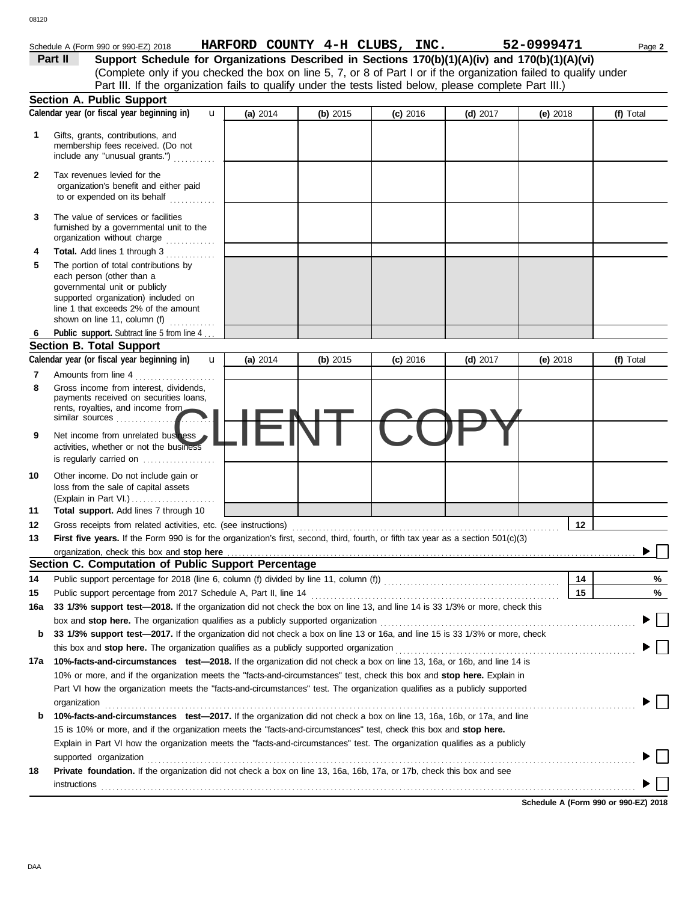Schedule A (Form 990 or 990-EZ) 2018 **HARFORD COUNTY 4-H CLUBS, INC.** **52-0999471**

**Part II** **Support Schedule for Organizations Described in Sections 170(b)(1)(A)(iv) and 170(b)(1)(A)(vi)**
(Complete only if you checked the box on line 5, 7, or 8 of Part I or if the organization failed to qualify under Part III. If the organization fails to qualify under the tests listed below, please complete Part III.)

## Section A. Public Support

| Calendar year (or fiscal year beginning in) | (a) 2014 | (b) 2015 | (c) 2016 | (d) 2017 | (e) 2018 | (f) Total |
|---|---|---|---|---|---|---|
| 1 Gifts, grants, contributions, and membership fees received. (Do not include any "unusual grants.") | | | | | | |
| 2 Tax revenues levied for the organization's benefit and either paid to or expended on its behalf | | | | | | |
| 3 The value of services or facilities furnished by a governmental unit to the organization without charge | | | | | | |
| 4 **Total.** Add lines 1 through 3 | | | | | | |
| 5 The portion of total contributions by each person (other than a governmental unit or publicly supported organization) included on line 1 that exceeds 2% of the amount shown on line 11, column (f) | | | | | | |
| 6 **Public support.** Subtract line 5 from line 4 | | | | | | |

## Section B. Total Support

| Calendar year (or fiscal year beginning in) | (a) 2014 | (b) 2015 | (c) 2016 | (d) 2017 | (e) 2018 | (f) Total |
|---|---|---|---|---|---|---|
| 7 Amounts from line 4 | | | | | | |
| 8 Gross income from interest, dividends, payments received on securities loans, rents, royalties, and income from similar sources | | | | | | |
| 9 Net income from unrelated business activities, whether or not the business is regularly carried on | | | | | | |
| 10 Other income. Do not include gain or loss from the sale of capital assets (Explain in Part VI.) | | | | | | |
| 11 **Total support.** Add lines 7 through 10 | | | | | | |

CLIENT COPY

12 Gross receipts from related activities, etc. (see instructions) | 12 |

13 **First five years.** If the Form 990 is for the organization's first, second, third, fourth, or fifth tax year as a section 501(c)(3) organization, check this box and **stop here** ☐

## Section C. Computation of Public Support Percentage

14 Public support percentage for 2018 (line 6, column (f) divided by line 11, column (f)) | 14 | %

15 Public support percentage from 2017 Schedule A, Part II, line 14 | 15 | %

16a **33 1/3% support test—2018.** If the organization did not check the box on line 13, and line 14 is 33 1/3% or more, check this box and **stop here.** The organization qualifies as a publicly supported organization ☐

b **33 1/3% support test—2017.** If the organization did not check a box on line 13 or 16a, and line 15 is 33 1/3% or more, check this box and **stop here.** The organization qualifies as a publicly supported organization ☐

17a **10%-facts-and-circumstances test—2018.** If the organization did not check a box on line 13, 16a, or 16b, and line 14 is 10% or more, and if the organization meets the "facts-and-circumstances" test, check this box and **stop here.** Explain in Part VI how the organization meets the "facts-and-circumstances" test. The organization qualifies as a publicly supported organization ☐

b **10%-facts-and-circumstances test—2017.** If the organization did not check a box on line 13, 16a, 16b, or 17a, and line 15 is 10% or more, and if the organization meets the "facts-and-circumstances" test, check this box and **stop here.** Explain in Part VI how the organization meets the "facts-and-circumstances" test. The organization qualifies as a publicly supported organization ☐

18 **Private foundation.** If the organization did not check a box on line 13, 16a, 16b, 17a, or 17b, check this box and see instructions ☐

**Schedule A (Form 990 or 990-EZ) 2018**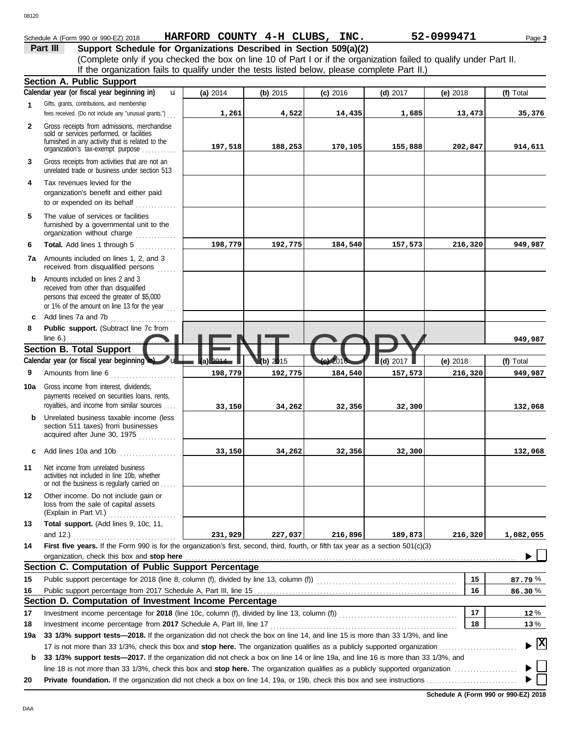Schedule A (Form 990 or 990-EZ) 2018 **HARFORD COUNTY 4-H CLUBS, INC.** **52-0999471**

## Part III Support Schedule for Organizations Described in Section 509(a)(2)

(Complete only if you checked the box on line 10 of Part I or if the organization failed to qualify under Part II. If the organization fails to qualify under the tests listed below, please complete Part II.)

### Section A. Public Support

| Calendar year (or fiscal year beginning in) | (a) 2014 | (b) 2015 | (c) 2016 | (d) 2017 | (e) 2018 | (f) Total |
|---|---|---|---|---|---|---|
| 1 Gifts, grants, contributions, and membership fees received. (Do not include any "unusual grants.") | 1,261 | 4,522 | 14,435 | 1,685 | 13,473 | 35,376 |
| 2 Gross receipts from admissions, merchandise sold or services performed, or facilities furnished in any activity that is related to the organization's tax-exempt purpose | 197,518 | 188,253 | 170,105 | 155,888 | 202,847 | 914,611 |
| 3 Gross receipts from activities that are not an unrelated trade or business under section 513 | | | | | | |
| 4 Tax revenues levied for the organization's benefit and either paid to or expended on its behalf | | | | | | |
| 5 The value of services or facilities furnished by a governmental unit to the organization without charge | | | | | | |
| 6 **Total.** Add lines 1 through 5 | 198,779 | 192,775 | 184,540 | 157,573 | 216,320 | 949,987 |
| 7a Amounts included on lines 1, 2, and 3 received from disqualified persons | | | | | | |
| b Amounts included on lines 2 and 3 received from other than disqualified persons that exceed the greater of $5,000 or 1% of the amount on line 13 for the year | | | | | | |
| c Add lines 7a and 7b | | | | | | |
| 8 **Public support.** (Subtract line 7c from line 6.) | | | | | | 949,987 |

### Section B. Total Support

| Calendar year (or fiscal year beginning in) | (a) 2014 | (b) 2015 | (c) 2016 | (d) 2017 | (e) 2018 | (f) Total |
|---|---|---|---|---|---|---|
| 9 Amounts from line 6 | 198,779 | 192,775 | 184,540 | 157,573 | 216,320 | 949,987 |
| 10a Gross income from interest, dividends, payments received on securities loans, rents, royalties, and income from similar sources | 33,150 | 34,262 | 32,356 | 32,300 | | 132,068 |
| b Unrelated business taxable income (less section 511 taxes) from businesses acquired after June 30, 1975 | | | | | | |
| c Add lines 10a and 10b | 33,150 | 34,262 | 32,356 | 32,300 | | 132,068 |
| 11 Net income from unrelated business activities not included in line 10b, whether or not the business is regularly carried on | | | | | | |
| 12 Other income. Do not include gain or loss from the sale of capital assets (Explain in Part VI.) | | | | | | |
| 13 **Total support.** (Add lines 9, 10c, 11, and 12.) | 231,929 | 227,037 | 216,896 | 189,873 | 216,320 | 1,082,055 |

14 **First five years.** If the Form 990 is for the organization's first, second, third, fourth, or fifth tax year as a section 501(c)(3) organization, check this box and **stop here** ☐

### Section C. Computation of Public Support Percentage

| | | | |
|---|---|---|---|
| 15 | Public support percentage for 2018 (line 8, column (f), divided by line 13, column (f)) | 15 | 87.79 % |
| 16 | Public support percentage from 2017 Schedule A, Part III, line 15 | 16 | 86.30 % |

### Section D. Computation of Investment Income Percentage

| | | | |
|---|---|---|---|
| 17 | Investment income percentage for **2018** (line 10c, column (f), divided by line 13, column (f)) | 17 | 12 % |
| 18 | Investment income percentage from **2017** Schedule A, Part III, line 17 | 18 | 13 % |

19a **33 1/3% support tests—2018.** If the organization did not check the box on line 14, and line 15 is more than 33 1/3%, and line 17 is not more than 33 1/3%, check this box and **stop here.** The organization qualifies as a publicly supported organization ☒

b **33 1/3% support tests—2017.** If the organization did not check a box on line 14 or line 19a, and line 16 is more than 33 1/3%, and line 18 is not more than 33 1/3%, check this box and **stop here.** The organization qualifies as a publicly supported organization ☐

20 **Private foundation.** If the organization did not check a box on line 14, 19a, or 19b, check this box and see instructions ☐

**Schedule A (Form 990 or 990-EZ) 2018**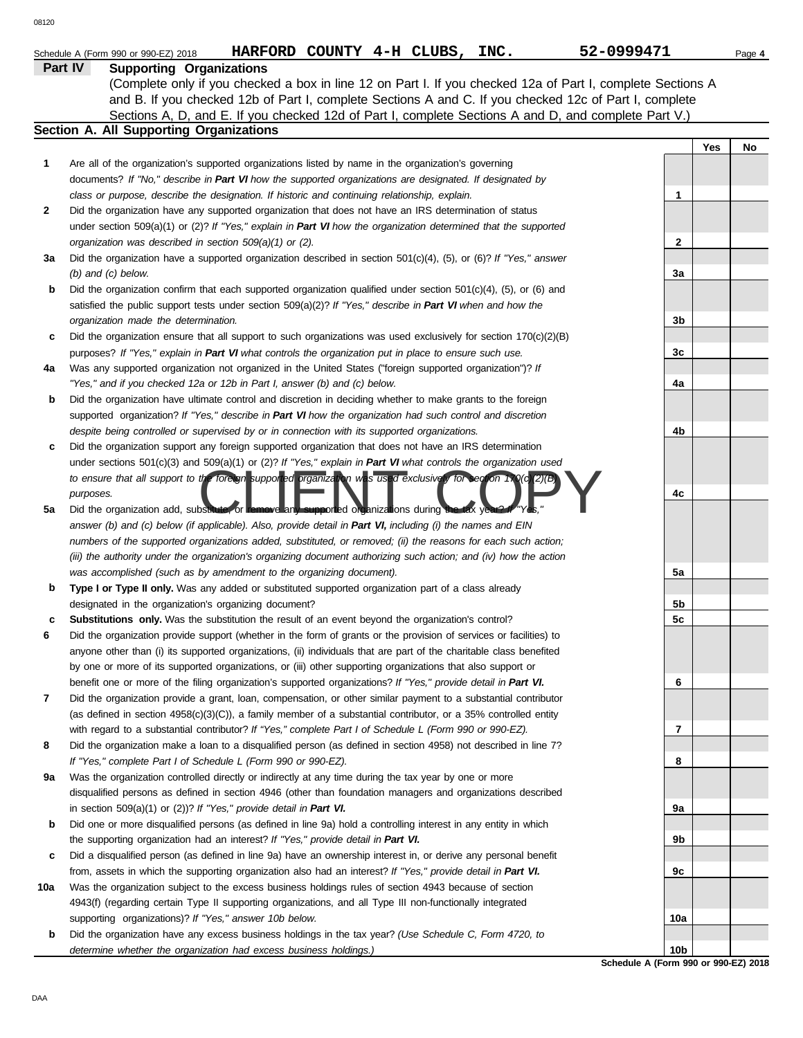Schedule A (Form 990 or 990-EZ) 2018 HARFORD COUNTY 4-H CLUBS, INC. 52-0999471

## Part IV Supporting Organizations

(Complete only if you checked a box in line 12 on Part I. If you checked 12a of Part I, complete Sections A and B. If you checked 12b of Part I, complete Sections A and C. If you checked 12c of Part I, complete Sections A, D, and E. If you checked 12d of Part I, complete Sections A and D, and complete Part V.)

### Section A. All Supporting Organizations

| | | | Yes | No |
|---|---|---|---|---|
| **1** | Are all of the organization's supported organizations listed by name in the organization's governing documents? *If "No," describe in **Part VI** how the supported organizations are designated. If designated by class or purpose, describe the designation. If historic and continuing relationship, explain.* | 1 | | |
| **2** | Did the organization have any supported organization that does not have an IRS determination of status under section 509(a)(1) or (2)? *If "Yes," explain in **Part VI** how the organization determined that the supported organization was described in section 509(a)(1) or (2).* | 2 | | |
| **3a** | Did the organization have a supported organization described in section 501(c)(4), (5), or (6)? *If "Yes," answer (b) and (c) below.* | 3a | | |
| **b** | Did the organization confirm that each supported organization qualified under section 501(c)(4), (5), or (6) and satisfied the public support tests under section 509(a)(2)? *If "Yes," describe in **Part VI** when and how the organization made the determination.* | 3b | | |
| **c** | Did the organization ensure that all support to such organizations was used exclusively for section 170(c)(2)(B) purposes? *If "Yes," explain in **Part VI** what controls the organization put in place to ensure such use.* | 3c | | |
| **4a** | Was any supported organization not organized in the United States ("foreign supported organization")? *If "Yes," and if you checked 12a or 12b in Part I, answer (b) and (c) below.* | 4a | | |
| **b** | Did the organization have ultimate control and discretion in deciding whether to make grants to the foreign supported organization? *If "Yes," describe in **Part VI** how the organization had such control and discretion despite being controlled or supervised by or in connection with its supported organizations.* | 4b | | |
| **c** | Did the organization support any foreign supported organization that does not have an IRS determination under sections 501(c)(3) and 509(a)(1) or (2)? *If "Yes," explain in **Part VI** what controls the organization used to ensure that all support to the foreign supported organization was used exclusively for section 170(c)(2)(B) purposes.* | 4c | | |
| **5a** | Did the organization add, substitute, or remove any supported organizations during the tax year? *If "Yes," answer (b) and (c) below (if applicable). Also, provide detail in **Part VI,** including (i) the names and EIN numbers of the supported organizations added, substituted, or removed; (ii) the reasons for each such action; (iii) the authority under the organization's organizing document authorizing such action; and (iv) how the action was accomplished (such as by amendment to the organizing document).* | 5a | | |
| **b** | **Type I or Type II only.** Was any added or substituted supported organization part of a class already designated in the organization's organizing document? | 5b | | |
| **c** | **Substitutions only.** Was the substitution the result of an event beyond the organization's control? | 5c | | |
| **6** | Did the organization provide support (whether in the form of grants or the provision of services or facilities) to anyone other than (i) its supported organizations, (ii) individuals that are part of the charitable class benefited by one or more of its supported organizations, or (iii) other supporting organizations that also support or benefit one or more of the filing organization's supported organizations? *If "Yes," provide detail in **Part VI.*** | 6 | | |
| **7** | Did the organization provide a grant, loan, compensation, or other similar payment to a substantial contributor (as defined in section 4958(c)(3)(C)), a family member of a substantial contributor, or a 35% controlled entity with regard to a substantial contributor? *If "Yes," complete Part I of Schedule L (Form 990 or 990-EZ).* | 7 | | |
| **8** | Did the organization make a loan to a disqualified person (as defined in section 4958) not described in line 7? *If "Yes," complete Part I of Schedule L (Form 990 or 990-EZ).* | 8 | | |
| **9a** | Was the organization controlled directly or indirectly at any time during the tax year by one or more disqualified persons as defined in section 4946 (other than foundation managers and organizations described in section 509(a)(1) or (2))? *If "Yes," provide detail in **Part VI.*** | 9a | | |
| **b** | Did one or more disqualified persons (as defined in line 9a) hold a controlling interest in any entity in which the supporting organization had an interest? *If "Yes," provide detail in **Part VI.*** | 9b | | |
| **c** | Did a disqualified person (as defined in line 9a) have an ownership interest in, or derive any personal benefit from, assets in which the supporting organization also had an interest? *If "Yes," provide detail in **Part VI.*** | 9c | | |
| **10a** | Was the organization subject to the excess business holdings rules of section 4943 because of section 4943(f) (regarding certain Type II supporting organizations, and all Type III non-functionally integrated supporting organizations)? *If "Yes," answer 10b below.* | 10a | | |
| **b** | Did the organization have any excess business holdings in the tax year? *(Use Schedule C, Form 4720, to determine whether the organization had excess business holdings.)* | 10b | | |

CLIENT COPY

Schedule A (Form 990 or 990-EZ) 2018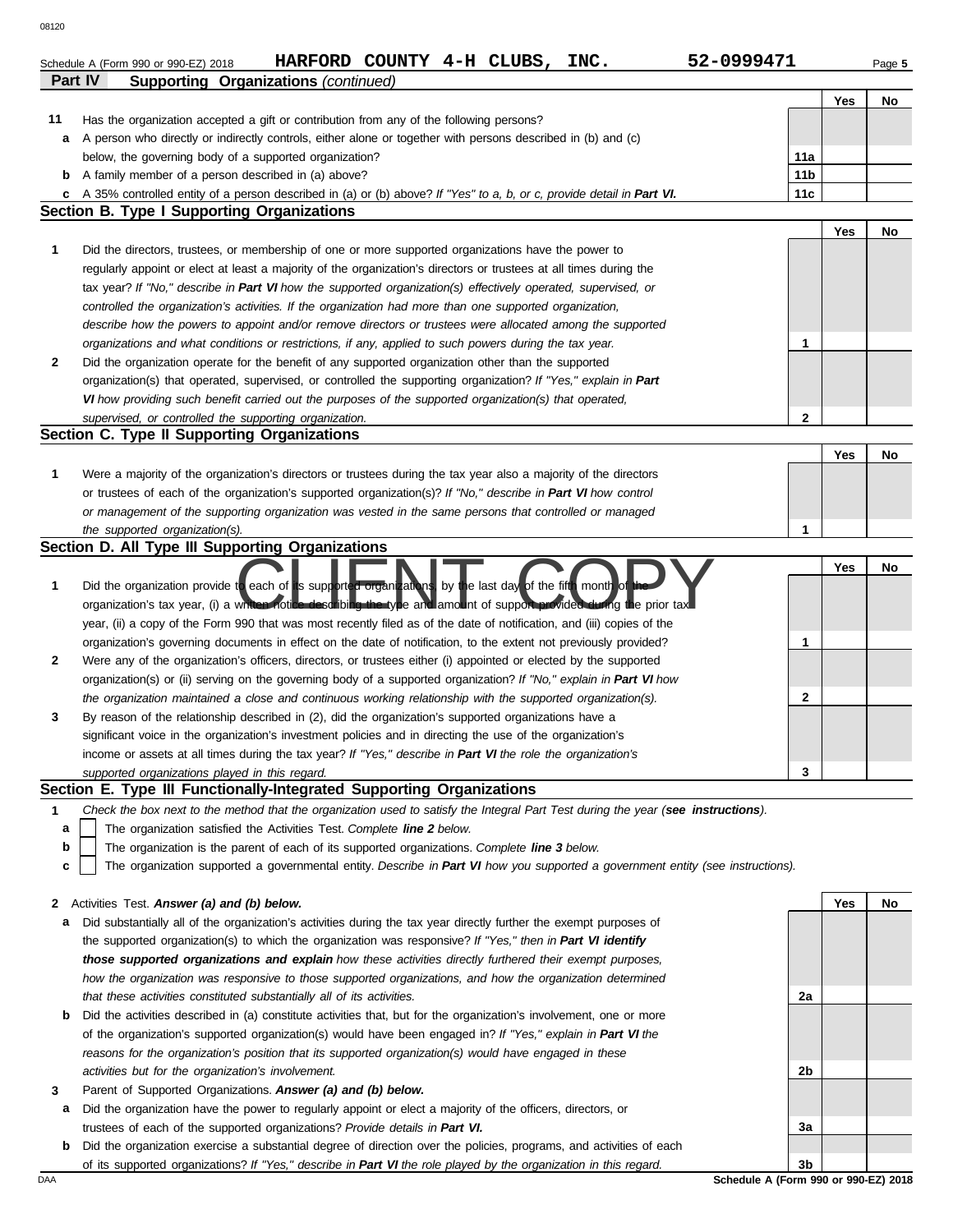Schedule A (Form 990 or 990-EZ) 2018 **HARFORD COUNTY 4-H CLUBS, INC.** **52-0999471**

## Part IV Supporting Organizations *(continued)*

| | | | Yes | No |
|---|---|---|---|---|
| **11** | Has the organization accepted a gift or contribution from any of the following persons? | | | |
| **a** | A person who directly or indirectly controls, either alone or together with persons described in (b) and (c) below, the governing body of a supported organization? | **11a** | | |
| **b** | A family member of a person described in (a) above? | **11b** | | |
| **c** | A 35% controlled entity of a person described in (a) or (b) above? *If "Yes" to a, b, or c, provide detail in **Part VI.*** | **11c** | | |

### Section B. Type I Supporting Organizations

| | | | Yes | No |
|---|---|---|---|---|
| **1** | Did the directors, trustees, or membership of one or more supported organizations have the power to regularly appoint or elect at least a majority of the organization's directors or trustees at all times during the tax year? *If "No," describe in **Part VI** how the supported organization(s) effectively operated, supervised, or controlled the organization's activities. If the organization had more than one supported organization, describe how the powers to appoint and/or remove directors or trustees were allocated among the supported organizations and what conditions or restrictions, if any, applied to such powers during the tax year.* | **1** | | |
| **2** | Did the organization operate for the benefit of any supported organization other than the supported organization(s) that operated, supervised, or controlled the supporting organization? *If "Yes," explain in **Part VI** how providing such benefit carried out the purposes of the supported organization(s) that operated, supervised, or controlled the supporting organization.* | **2** | | |

### Section C. Type II Supporting Organizations

| | | | Yes | No |
|---|---|---|---|---|
| **1** | Were a majority of the organization's directors or trustees during the tax year also a majority of the directors or trustees of each of the organization's supported organization(s)? *If "No," describe in **Part VI** how control or management of the supporting organization was vested in the same persons that controlled or managed the supported organization(s).* | **1** | | |

### Section D. All Type III Supporting Organizations

CLIENT COPY

| | | | Yes | No |
|---|---|---|---|---|
| **1** | Did the organization provide to each of its supported organizations, by the last day of the fifth month of the organization's tax year, (i) a written notice describing the type and amount of support provided during the prior tax year, (ii) a copy of the Form 990 that was most recently filed as of the date of notification, and (iii) copies of the organization's governing documents in effect on the date of notification, to the extent not previously provided? | **1** | | |
| **2** | Were any of the organization's officers, directors, or trustees either (i) appointed or elected by the supported organization(s) or (ii) serving on the governing body of a supported organization? *If "No," explain in **Part VI** how the organization maintained a close and continuous working relationship with the supported organization(s).* | **2** | | |
| **3** | By reason of the relationship described in (2), did the organization's supported organizations have a significant voice in the organization's investment policies and in directing the use of the organization's income or assets at all times during the tax year? *If "Yes," describe in **Part VI** the role the organization's supported organizations played in this regard.* | **3** | | |

### Section E. Type III Functionally-Integrated Supporting Organizations

**1** *Check the box next to the method that the organization used to satisfy the Integral Part Test during the year (**see instructions**).*

- **a** ☐ The organization satisfied the Activities Test. *Complete **line 2** below.*
- **b** ☐ The organization is the parent of each of its supported organizations. *Complete **line 3** below.*
- **c** ☐ The organization supported a governmental entity. *Describe in **Part VI** how you supported a government entity (see instructions).*

| | | | Yes | No |
|---|---|---|---|---|
| **2** | Activities Test. ***Answer (a) and (b) below.*** | | | |
| **a** | Did substantially all of the organization's activities during the tax year directly further the exempt purposes of the supported organization(s) to which the organization was responsive? *If "Yes," then in **Part VI identify those supported organizations and explain** how these activities directly furthered their exempt purposes, how the organization was responsive to those supported organizations, and how the organization determined that these activities constituted substantially all of its activities.* | **2a** | | |
| **b** | Did the activities described in (a) constitute activities that, but for the organization's involvement, one or more of the organization's supported organization(s) would have been engaged in? *If "Yes," explain in **Part VI** the reasons for the organization's position that its supported organization(s) would have engaged in these activities but for the organization's involvement.* | **2b** | | |
| **3** | Parent of Supported Organizations. ***Answer (a) and (b) below.*** | | | |
| **a** | Did the organization have the power to regularly appoint or elect a majority of the officers, directors, or trustees of each of the supported organizations? *Provide details in **Part VI.*** | **3a** | | |
| **b** | Did the organization exercise a substantial degree of direction over the policies, programs, and activities of each of its supported organizations? *If "Yes," describe in **Part VI** the role played by the organization in this regard.* | **3b** | | |

**Schedule A (Form 990 or 990-EZ) 2018**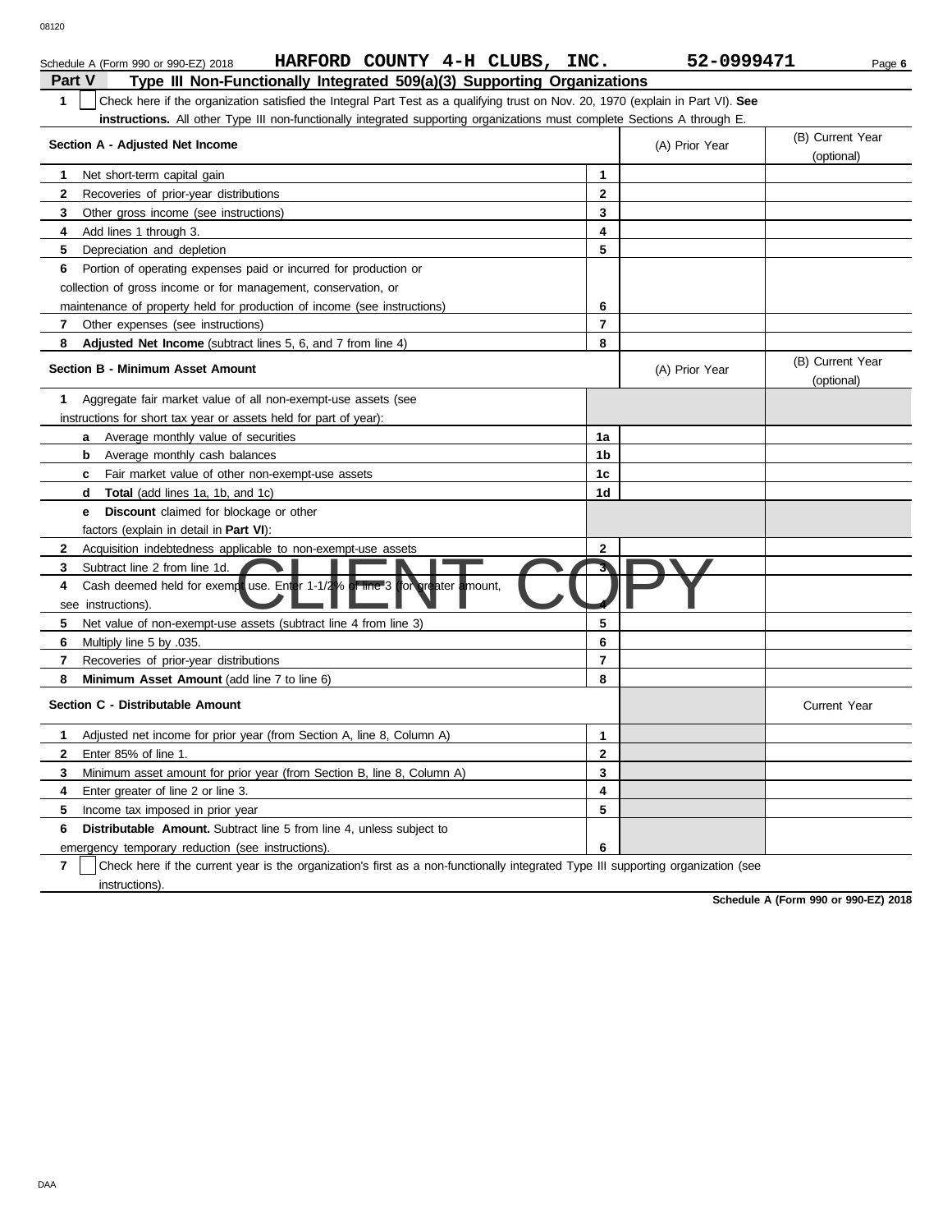08120

Schedule A (Form 990 or 990-EZ) 2018 **HARFORD COUNTY 4-H CLUBS, INC.** **52-0999471** Page **6**

## Part V Type III Non-Functionally Integrated 509(a)(3) Supporting Organizations

**1** ☐ Check here if the organization satisfied the Integral Part Test as a qualifying trust on Nov. 20, 1970 (explain in Part VI). **See instructions.** All other Type III non-functionally integrated supporting organizations must complete Sections A through E.

| Section A - Adjusted Net Income | | (A) Prior Year | (B) Current Year (optional) |
|---|---|---|---|
| **1** Net short-term capital gain | **1** | | |
| **2** Recoveries of prior-year distributions | **2** | | |
| **3** Other gross income (see instructions) | **3** | | |
| **4** Add lines 1 through 3. | **4** | | |
| **5** Depreciation and depletion | **5** | | |
| **6** Portion of operating expenses paid or incurred for production or collection of gross income or for management, conservation, or maintenance of property held for production of income (see instructions) | **6** | | |
| **7** Other expenses (see instructions) | **7** | | |
| **8** **Adjusted Net Income** (subtract lines 5, 6, and 7 from line 4) | **8** | | |

| Section B - Minimum Asset Amount | | (A) Prior Year | (B) Current Year (optional) |
|---|---|---|---|
| **1** Aggregate fair market value of all non-exempt-use assets (see instructions for short tax year or assets held for part of year): | | | |
| **a** Average monthly value of securities | **1a** | | |
| **b** Average monthly cash balances | **1b** | | |
| **c** Fair market value of other non-exempt-use assets | **1c** | | |
| **d** **Total** (add lines 1a, 1b, and 1c) | **1d** | | |
| **e** **Discount** claimed for blockage or other factors (explain in detail in **Part VI**): | | | |
| **2** Acquisition indebtedness applicable to non-exempt-use assets | **2** | | |
| **3** Subtract line 2 from line 1d. | **3** | | |
| **4** Cash deemed held for exempt use. Enter 1-1/2% of line 3 (for greater amount, see instructions). | **4** | | |
| **5** Net value of non-exempt-use assets (subtract line 4 from line 3) | **5** | | |
| **6** Multiply line 5 by .035. | **6** | | |
| **7** Recoveries of prior-year distributions | **7** | | |
| **8** **Minimum Asset Amount** (add line 7 to line 6) | **8** | | |

| Section C - Distributable Amount | | | Current Year |
|---|---|---|---|
| **1** Adjusted net income for prior year (from Section A, line 8, Column A) | **1** | | |
| **2** Enter 85% of line 1. | **2** | | |
| **3** Minimum asset amount for prior year (from Section B, line 8, Column A) | **3** | | |
| **4** Enter greater of line 2 or line 3. | **4** | | |
| **5** Income tax imposed in prior year | **5** | | |
| **6** **Distributable Amount.** Subtract line 5 from line 4, unless subject to emergency temporary reduction (see instructions). | **6** | | |

**7** ☐ Check here if the current year is the organization's first as a non-functionally integrated Type III supporting organization (see instructions).

**Schedule A (Form 990 or 990-EZ) 2018**

CLIENT COPY

DAA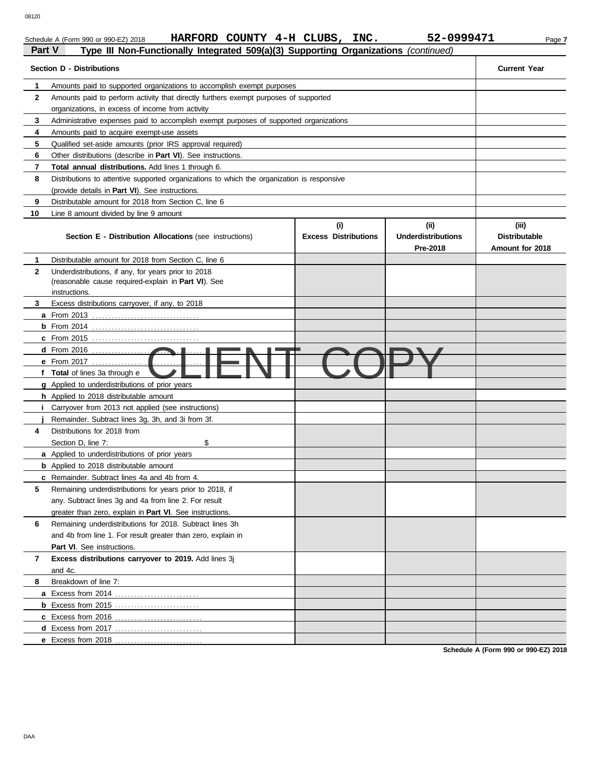Schedule A (Form 990 or 990-EZ) 2018 **HARFORD COUNTY 4-H CLUBS, INC.** **52-0999471**

**Part V** **Type III Non-Functionally Integrated 509(a)(3) Supporting Organizations** *(continued)*

| **Section D - Distributions** | | **Current Year** |
|---|---|---|
| **1** | Amounts paid to supported organizations to accomplish exempt purposes | |
| **2** | Amounts paid to perform activity that directly furthers exempt purposes of supported organizations, in excess of income from activity | |
| **3** | Administrative expenses paid to accomplish exempt purposes of supported organizations | |
| **4** | Amounts paid to acquire exempt-use assets | |
| **5** | Qualified set-aside amounts (prior IRS approval required) | |
| **6** | Other distributions (describe in **Part VI**). See instructions. | |
| **7** | **Total annual distributions.** Add lines 1 through 6. | |
| **8** | Distributions to attentive supported organizations to which the organization is responsive (provide details in **Part VI**). See instructions. | |
| **9** | Distributable amount for 2018 from Section C, line 6 | |
| **10** | Line 8 amount divided by line 9 amount | |

| | **Section E - Distribution Allocations** (see instructions) | **(i) Excess Distributions** | **(ii) Underdistributions Pre-2018** | **(iii) Distributable Amount for 2018** |
|---|---|---|---|---|
| **1** | Distributable amount for 2018 from Section C, line 6 | | | |
| **2** | Underdistributions, if any, for years prior to 2018 (reasonable cause required-explain in **Part VI**). See instructions. | | | |
| **3** | Excess distributions carryover, if any, to 2018 | | | |
| **a** | From 2013 | | | |
| **b** | From 2014 | | | |
| **c** | From 2015 | | | |
| **d** | From 2016 | | | |
| **e** | From 2017 | | | |
| **f** | **Total** of lines 3a through e | | | |
| **g** | Applied to underdistributions of prior years | | | |
| **h** | Applied to 2018 distributable amount | | | |
| **i** | Carryover from 2013 not applied (see instructions) | | | |
| **j** | Remainder. Subtract lines 3g, 3h, and 3i from 3f. | | | |
| **4** | Distributions for 2018 from Section D, line 7: $ | | | |
| **a** | Applied to underdistributions of prior years | | | |
| **b** | Applied to 2018 distributable amount | | | |
| **c** | Remainder. Subtract lines 4a and 4b from 4. | | | |
| **5** | Remaining underdistributions for years prior to 2018, if any. Subtract lines 3g and 4a from line 2. For result greater than zero, explain in **Part VI**. See instructions. | | | |
| **6** | Remaining underdistributions for 2018. Subtract lines 3h and 4b from line 1. For result greater than zero, explain in **Part VI**. See instructions. | | | |
| **7** | **Excess distributions carryover to 2019.** Add lines 3j and 4c. | | | |
| **8** | Breakdown of line 7: | | | |
| **a** | Excess from 2014 | | | |
| **b** | Excess from 2015 | | | |
| **c** | Excess from 2016 | | | |
| **d** | Excess from 2017 | | | |
| **e** | Excess from 2018 | | | |

CLIENT COPY

**Schedule A (Form 990 or 990-EZ) 2018**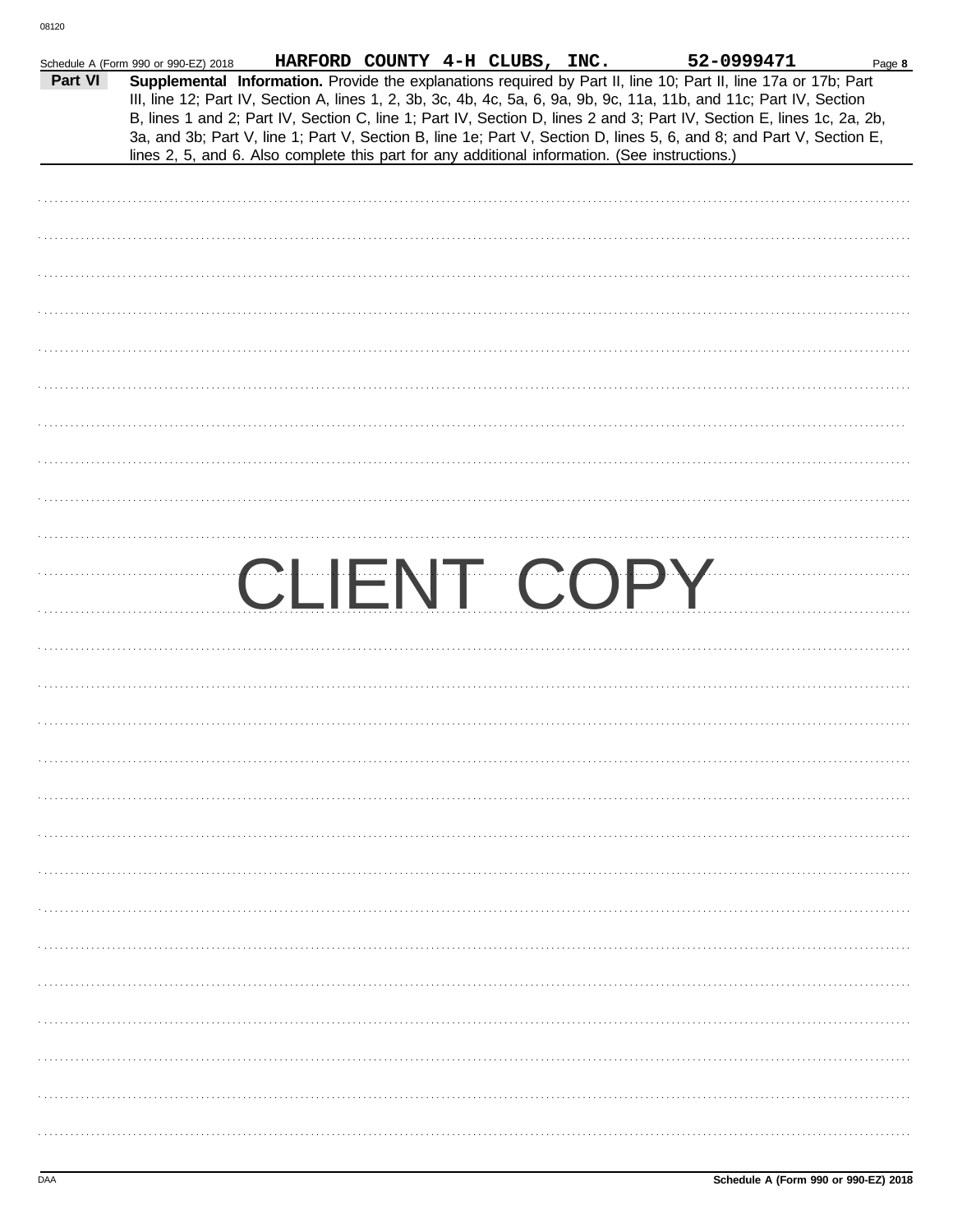Schedule A (Form 990 or 990-EZ) 2018 HARFORD COUNTY 4-H CLUBS, INC. 52-0999471

**Part VI** **Supplemental Information.** Provide the explanations required by Part II, line 10; Part II, line 17a or 17b; Part III, line 12; Part IV, Section A, lines 1, 2, 3b, 3c, 4b, 4c, 5a, 6, 9a, 9b, 9c, 11a, 11b, and 11c; Part IV, Section B, lines 1 and 2; Part IV, Section C, line 1; Part IV, Section D, lines 2 and 3; Part IV, Section E, lines 1c, 2a, 2b, 3a, and 3b; Part V, line 1; Part V, Section B, line 1e; Part V, Section D, lines 5, 6, and 8; and Part V, Section E, lines 2, 5, and 6. Also complete this part for any additional information. (See instructions.)

CLIENT COPY

Schedule A (Form 990 or 990-EZ) 2018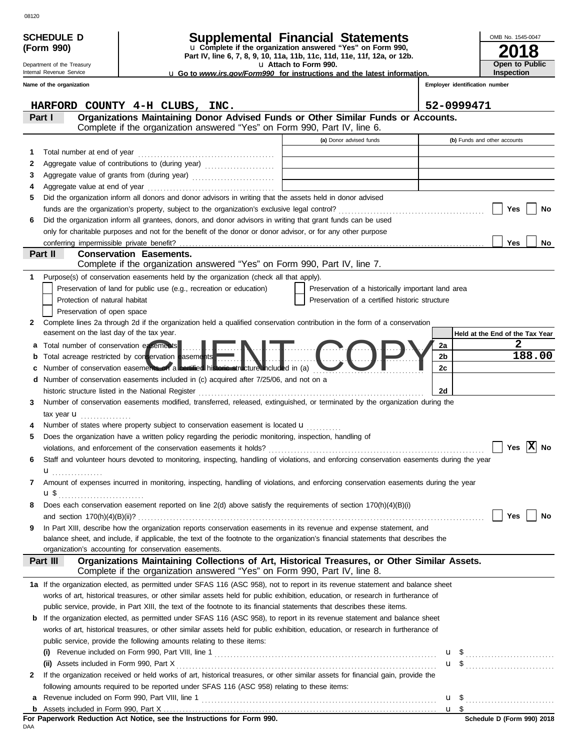08120

**SCHEDULE D (Form 990)**

Department of the Treasury
Internal Revenue Service

# Supplemental Financial Statements

u Complete if the organization answered "Yes" on Form 990, Part IV, line 6, 7, 8, 9, 10, 11a, 11b, 11c, 11d, 11e, 11f, 12a, or 12b.

u Attach to Form 990.

u Go to *www.irs.gov/Form990* for instructions and the latest information.

OMB No. 1545-0047

**2018**

**Open to Public Inspection**

| Name of the organization | Employer identification number |
|---|---|
| HARFORD COUNTY 4-H CLUBS, INC. | 52-0999471 |

## Part I Organizations Maintaining Donor Advised Funds or Other Similar Funds or Accounts.

Complete if the organization answered "Yes" on Form 990, Part IV, line 6.

| | | (a) Donor advised funds | (b) Funds and other accounts |
|---|---|---|---|
| 1 | Total number at end of year | | |
| 2 | Aggregate value of contributions to (during year) | | |
| 3 | Aggregate value of grants from (during year) | | |
| 4 | Aggregate value at end of year | | |

5 Did the organization inform all donors and donor advisors in writing that the assets held in donor advised funds are the organization's property, subject to the organization's exclusive legal control? ☐ Yes ☐ No

6 Did the organization inform all grantees, donors, and donor advisors in writing that grant funds can be used only for charitable purposes and not for the benefit of the donor or donor advisor, or for any other purpose conferring impermissible private benefit? ☐ Yes ☐ No

## Part II Conservation Easements.

Complete if the organization answered "Yes" on Form 990, Part IV, line 7.

1 Purpose(s) of conservation easements held by the organization (check all that apply).

- ☐ Preservation of land for public use (e.g., recreation or education)
- ☐ Protection of natural habitat
- ☐ Preservation of open space
- ☐ Preservation of a historically important land area
- ☐ Preservation of a certified historic structure

2 Complete lines 2a through 2d if the organization held a qualified conservation contribution in the form of a conservation easement on the last day of the tax year.

| | | | Held at the End of the Tax Year |
|---|---|---|---|
| a | Total number of conservation easements | 2a | 2 |
| b | Total acreage restricted by conservation easements | 2b | 188.00 |
| c | Number of conservation easements on a certified historic structure included in (a) | 2c | |
| d | Number of conservation easements included in (c) acquired after 7/25/06, and not on a historic structure listed in the National Register | 2d | |

CLIENT COPY

3 Number of conservation easements modified, transferred, released, extinguished, or terminated by the organization during the tax year u

4 Number of states where property subject to conservation easement is located u

5 Does the organization have a written policy regarding the periodic monitoring, inspection, handling of violations, and enforcement of the conservation easements it holds? ☐ Yes ☒ No

6 Staff and volunteer hours devoted to monitoring, inspecting, handling of violations, and enforcing conservation easements during the year u

7 Amount of expenses incurred in monitoring, inspecting, handling of violations, and enforcing conservation easements during the year u $

8 Does each conservation easement reported on line 2(d) above satisfy the requirements of section 170(h)(4)(B)(i) and section 170(h)(4)(B)(ii)? ☐ Yes ☐ No

9 In Part XIII, describe how the organization reports conservation easements in its revenue and expense statement, and balance sheet, and include, if applicable, the text of the footnote to the organization's financial statements that describes the organization's accounting for conservation easements.

## Part III Organizations Maintaining Collections of Art, Historical Treasures, or Other Similar Assets.

Complete if the organization answered "Yes" on Form 990, Part IV, line 8.

1a If the organization elected, as permitted under SFAS 116 (ASC 958), not to report in its revenue statement and balance sheet works of art, historical treasures, or other similar assets held for public exhibition, education, or research in furtherance of public service, provide, in Part XIII, the text of the footnote to its financial statements that describes these items.

b If the organization elected, as permitted under SFAS 116 (ASC 958), to report in its revenue statement and balance sheet works of art, historical treasures, or other similar assets held for public exhibition, education, or research in furtherance of public service, provide the following amounts relating to these items:

(i) Revenue included on Form 990, Part VIII, line 1 u $

(ii) Assets included in Form 990, Part X u $

2 If the organization received or held works of art, historical treasures, or other similar assets for financial gain, provide the following amounts required to be reported under SFAS 116 (ASC 958) relating to these items:

a Revenue included on Form 990, Part VIII, line 1 u $

b Assets included in Form 990, Part X u $

**For Paperwork Reduction Act Notice, see the Instructions for Form 990.** **Schedule D (Form 990) 2018**

DAA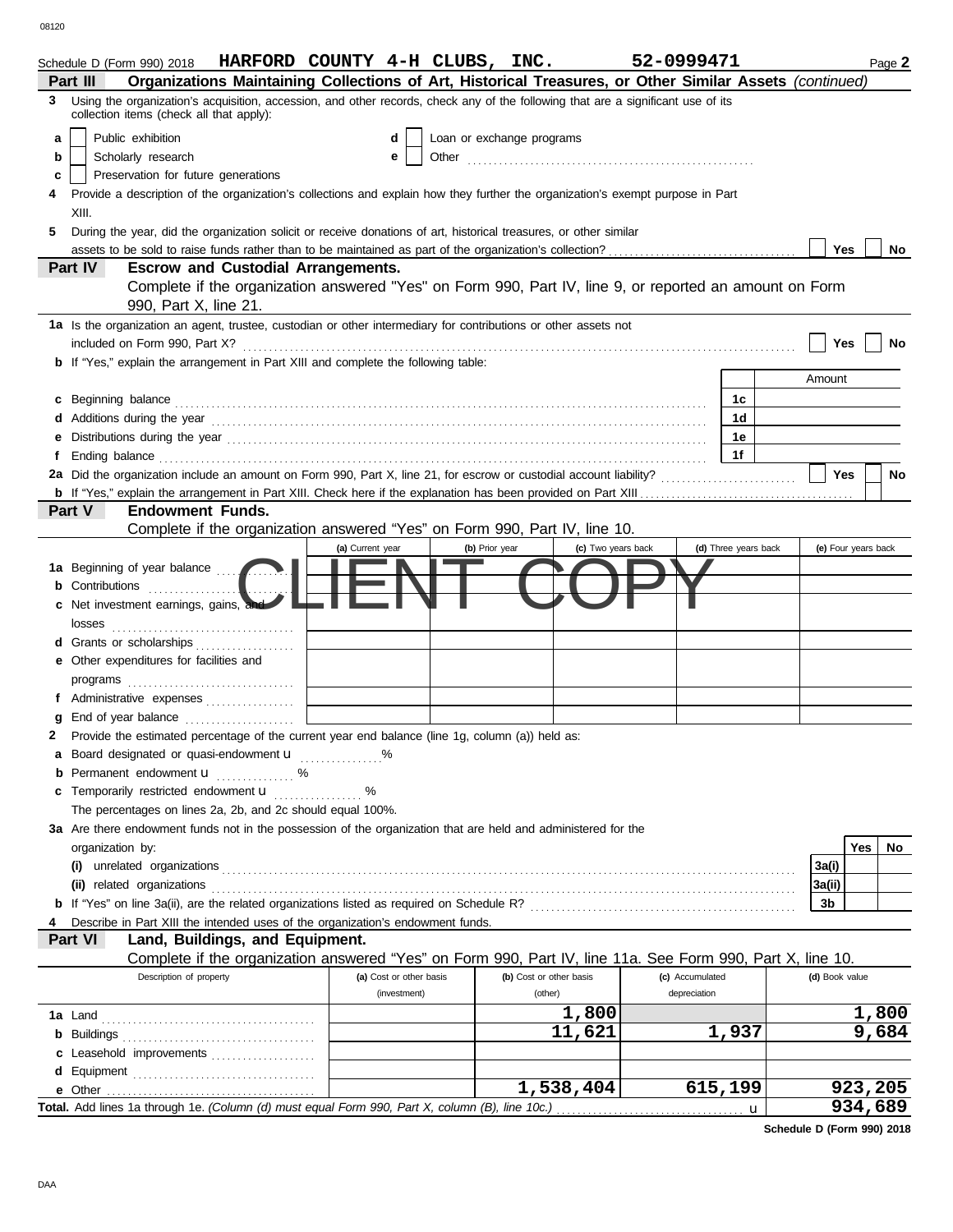Schedule D (Form 990) 2018 **HARFORD COUNTY 4-H CLUBS, INC.** **52-0999471** Page **2**

## Part III Organizations Maintaining Collections of Art, Historical Treasures, or Other Similar Assets *(continued)*

**3** Using the organization's acquisition, accession, and other records, check any of the following that are a significant use of its collection items (check all that apply):

- **a** [ ] Public exhibition
- **b** [ ] Scholarly research
- **c** [ ] Preservation for future generations
- **d** [ ] Loan or exchange programs
- **e** [ ] Other

**4** Provide a description of the organization's collections and explain how they further the organization's exempt purpose in Part XIII.

**5** During the year, did the organization solicit or receive donations of art, historical treasures, or other similar assets to be sold to raise funds rather than to be maintained as part of the organization's collection? [ ] Yes [ ] No

## Part IV Escrow and Custodial Arrangements.

Complete if the organization answered "Yes" on Form 990, Part IV, line 9, or reported an amount on Form 990, Part X, line 21.

**1a** Is the organization an agent, trustee, custodian or other intermediary for contributions or other assets not included on Form 990, Part X? [ ] Yes [ ] No

**b** If "Yes," explain the arrangement in Part XIII and complete the following table:

| | | Amount |
|---|---|---|
| **c** Beginning balance | 1c | |
| **d** Additions during the year | 1d | |
| **e** Distributions during the year | 1e | |
| **f** Ending balance | 1f | |

**2a** Did the organization include an amount on Form 990, Part X, line 21, for escrow or custodial account liability? [ ] Yes [ ] No

**b** If "Yes," explain the arrangement in Part XIII. Check here if the explanation has been provided on Part XIII [ ]

## Part V Endowment Funds.

Complete if the organization answered "Yes" on Form 990, Part IV, line 10.

| | (a) Current year | (b) Prior year | (c) Two years back | (d) Three years back | (e) Four years back |
|---|---|---|---|---|---|
| **1a** Beginning of year balance | | | | | |
| **b** Contributions | | | | | |
| **c** Net investment earnings, gains, and losses | | | | | |
| **d** Grants or scholarships | | | | | |
| **e** Other expenditures for facilities and programs | | | | | |
| **f** Administrative expenses | | | | | |
| **g** End of year balance | | | | | |

CLIENT COPY

**2** Provide the estimated percentage of the current year end balance (line 1g, column (a)) held as:

- **a** Board designated or quasi-endowment u %
- **b** Permanent endowment u %
- **c** Temporarily restricted endowment u %

The percentages on lines 2a, 2b, and 2c should equal 100%.

**3a** Are there endowment funds not in the possession of the organization that are held and administered for the organization by:

| | | Yes | No |
|---|---|---|---|
| **(i)** unrelated organizations | 3a(i) | | |
| **(ii)** related organizations | 3a(ii) | | |
| **b** If "Yes" on line 3a(ii), are the related organizations listed as required on Schedule R? | 3b | | |

**4** Describe in Part XIII the intended uses of the organization's endowment funds.

## Part VI Land, Buildings, and Equipment.

Complete if the organization answered "Yes" on Form 990, Part IV, line 11a. See Form 990, Part X, line 10.

| Description of property | (a) Cost or other basis (investment) | (b) Cost or other basis (other) | (c) Accumulated depreciation | (d) Book value |
|---|---|---|---|---|
| **1a** Land | | 1,800 | | 1,800 |
| **b** Buildings | | 11,621 | 1,937 | 9,684 |
| **c** Leasehold improvements | | | | |
| **d** Equipment | | | | |
| **e** Other | | 1,538,404 | 615,199 | 923,205 |
| **Total.** Add lines 1a through 1e. *(Column (d) must equal Form 990, Part X, column (B), line 10c.)* u | | | | 934,689 |

**Schedule D (Form 990) 2018**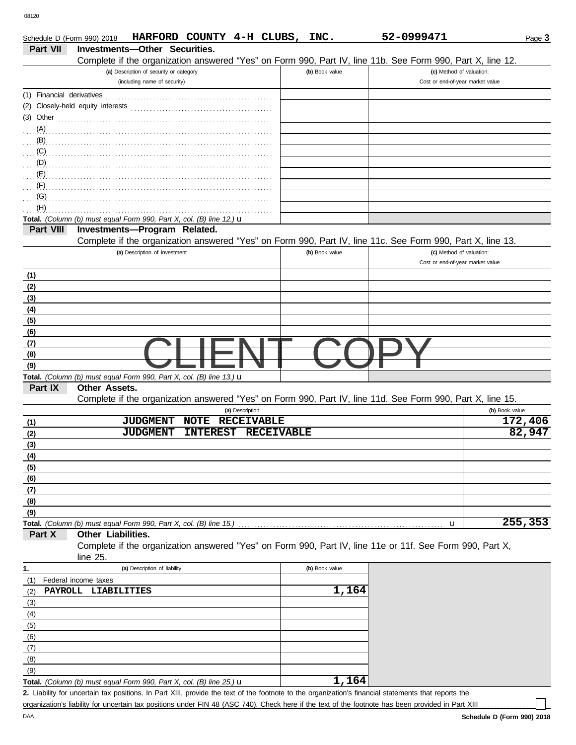Schedule D (Form 990) 2018 **HARFORD COUNTY 4-H CLUBS, INC.** **52-0999471** Page **3**

## Part VII Investments—Other Securities.

Complete if the organization answered "Yes" on Form 990, Part IV, line 11b. See Form 990, Part X, line 12.

| (a) Description of security or category (including name of security) | (b) Book value | (c) Method of valuation: Cost or end-of-year market value |
|---|---|---|
| (1) Financial derivatives | | |
| (2) Closely-held equity interests | | |
| (3) Other | | |
| (A) | | |
| (B) | | |
| (C) | | |
| (D) | | |
| (E) | | |
| (F) | | |
| (G) | | |
| (H) | | |
| **Total.** *(Column (b) must equal Form 990, Part X, col. (B) line 12.)* u | | |

## Part VIII Investments—Program Related.

Complete if the organization answered "Yes" on Form 990, Part IV, line 11c. See Form 990, Part X, line 13.

| (a) Description of investment | (b) Book value | (c) Method of valuation: Cost or end-of-year market value |
|---|---|---|
| (1) | | |
| (2) | | |
| (3) | | |
| (4) | | |
| (5) | | |
| (6) | | |
| (7) | | |
| (8) | | |
| (9) | | |
| **Total.** *(Column (b) must equal Form 990, Part X, col. (B) line 13.)* u | | |

CLIENT COPY

## Part IX Other Assets.

Complete if the organization answered "Yes" on Form 990, Part IV, line 11d. See Form 990, Part X, line 15.

| | (a) Description | (b) Book value |
|---|---|---|
| (1) | JUDGMENT NOTE RECEIVABLE | 172,406 |
| (2) | JUDGMENT INTEREST RECEIVABLE | 82,947 |
| (3) | | |
| (4) | | |
| (5) | | |
| (6) | | |
| (7) | | |
| (8) | | |
| (9) | | |
| **Total.** | *(Column (b) must equal Form 990, Part X, col. (B) line 15.)* u | 255,353 |

## Part X Other Liabilities.

Complete if the organization answered "Yes" on Form 990, Part IV, line 11e or 11f. See Form 990, Part X, line 25.

| 1. (a) Description of liability | (b) Book value |
|---|---|
| (1) Federal income taxes | |
| (2) PAYROLL LIABILITIES | 1,164 |
| (3) | |
| (4) | |
| (5) | |
| (6) | |
| (7) | |
| (8) | |
| (9) | |
| **Total.** *(Column (b) must equal Form 990, Part X, col. (B) line 25.)* u | 1,164 |

**2.** Liability for uncertain tax positions. In Part XIII, provide the text of the footnote to the organization's financial statements that reports the organization's liability for uncertain tax positions under FIN 48 (ASC 740). Check here if the text of the footnote has been provided in Part XIII ☐

DAA **Schedule D (Form 990) 2018**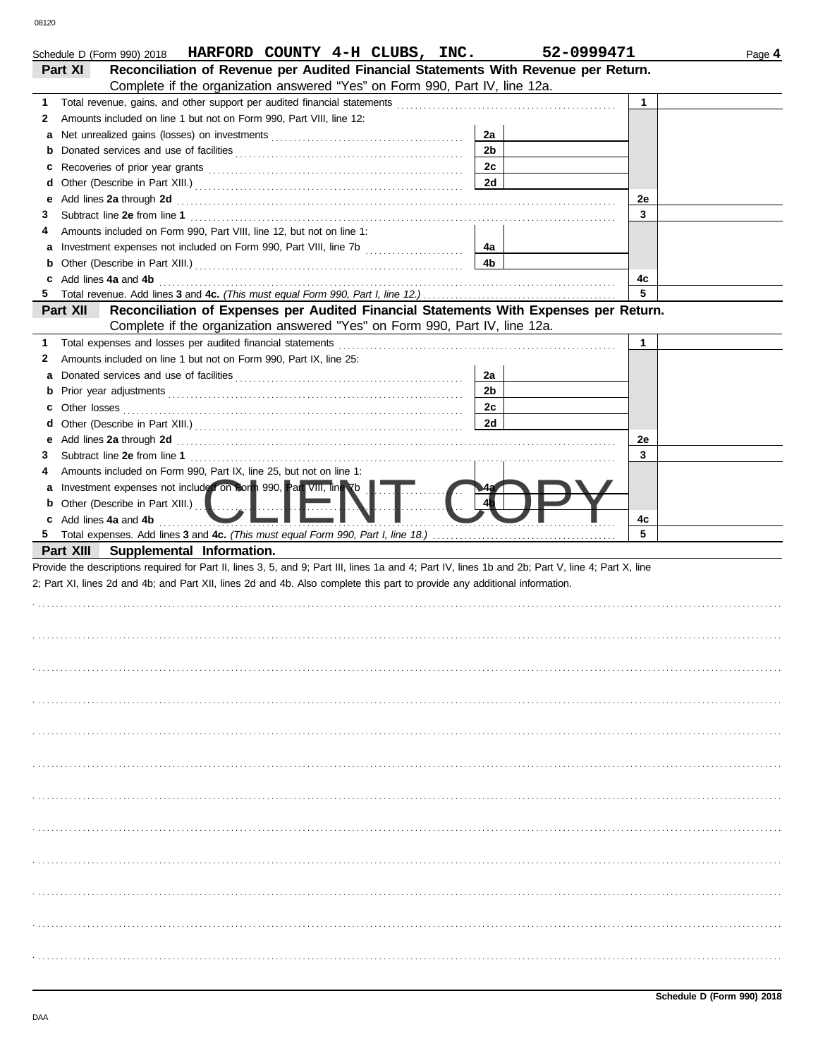Schedule D (Form 990) 2018 **HARFORD COUNTY 4-H CLUBS, INC.** **52-0999471** Page **4**

## Part XI Reconciliation of Revenue per Audited Financial Statements With Revenue per Return.

Complete if the organization answered "Yes" on Form 990, Part IV, line 12a.

| | | | | | |
|---|---|---|---|---|---|
| **1** | Total revenue, gains, and other support per audited financial statements | | | 1 | |
| **2** | Amounts included on line 1 but not on Form 990, Part VIII, line 12: | | | | |
| **a** | Net unrealized gains (losses) on investments | 2a | | | |
| **b** | Donated services and use of facilities | 2b | | | |
| **c** | Recoveries of prior year grants | 2c | | | |
| **d** | Other (Describe in Part XIII.) | 2d | | | |
| **e** | Add lines **2a** through **2d** | | | 2e | |
| **3** | Subtract line **2e** from line **1** | | | 3 | |
| **4** | Amounts included on Form 990, Part VIII, line 12, but not on line 1: | | | | |
| **a** | Investment expenses not included on Form 990, Part VIII, line 7b | 4a | | | |
| **b** | Other (Describe in Part XIII.) | 4b | | | |
| **c** | Add lines **4a** and **4b** | | | 4c | |
| **5** | Total revenue. Add lines **3** and **4c.** *(This must equal Form 990, Part I, line 12.)* | | | 5 | |

## Part XII Reconciliation of Expenses per Audited Financial Statements With Expenses per Return.

Complete if the organization answered "Yes" on Form 990, Part IV, line 12a.

| | | | | | |
|---|---|---|---|---|---|
| **1** | Total expenses and losses per audited financial statements | | | 1 | |
| **2** | Amounts included on line 1 but not on Form 990, Part IX, line 25: | | | | |
| **a** | Donated services and use of facilities | 2a | | | |
| **b** | Prior year adjustments | 2b | | | |
| **c** | Other losses | 2c | | | |
| **d** | Other (Describe in Part XIII.) | 2d | | | |
| **e** | Add lines **2a** through **2d** | | | 2e | |
| **3** | Subtract line **2e** from line **1** | | | 3 | |
| **4** | Amounts included on Form 990, Part IX, line 25, but not on line 1: | | | | |
| **a** | Investment expenses not included on Form 990, Part VIII, line 7b | 4a | | | |
| **b** | Other (Describe in Part XIII.) | 4b | | | |
| **c** | Add lines **4a** and **4b** | | | 4c | |
| **5** | Total expenses. Add lines **3** and **4c.** *(This must equal Form 990, Part I, line 18.)* | | | 5 | |

CLIENT COPY

## Part XIII Supplemental Information.

Provide the descriptions required for Part II, lines 3, 5, and 9; Part III, lines 1a and 4; Part IV, lines 1b and 2b; Part V, line 4; Part X, line 2; Part XI, lines 2d and 4b; and Part XII, lines 2d and 4b. Also complete this part to provide any additional information.

**Schedule D (Form 990) 2018**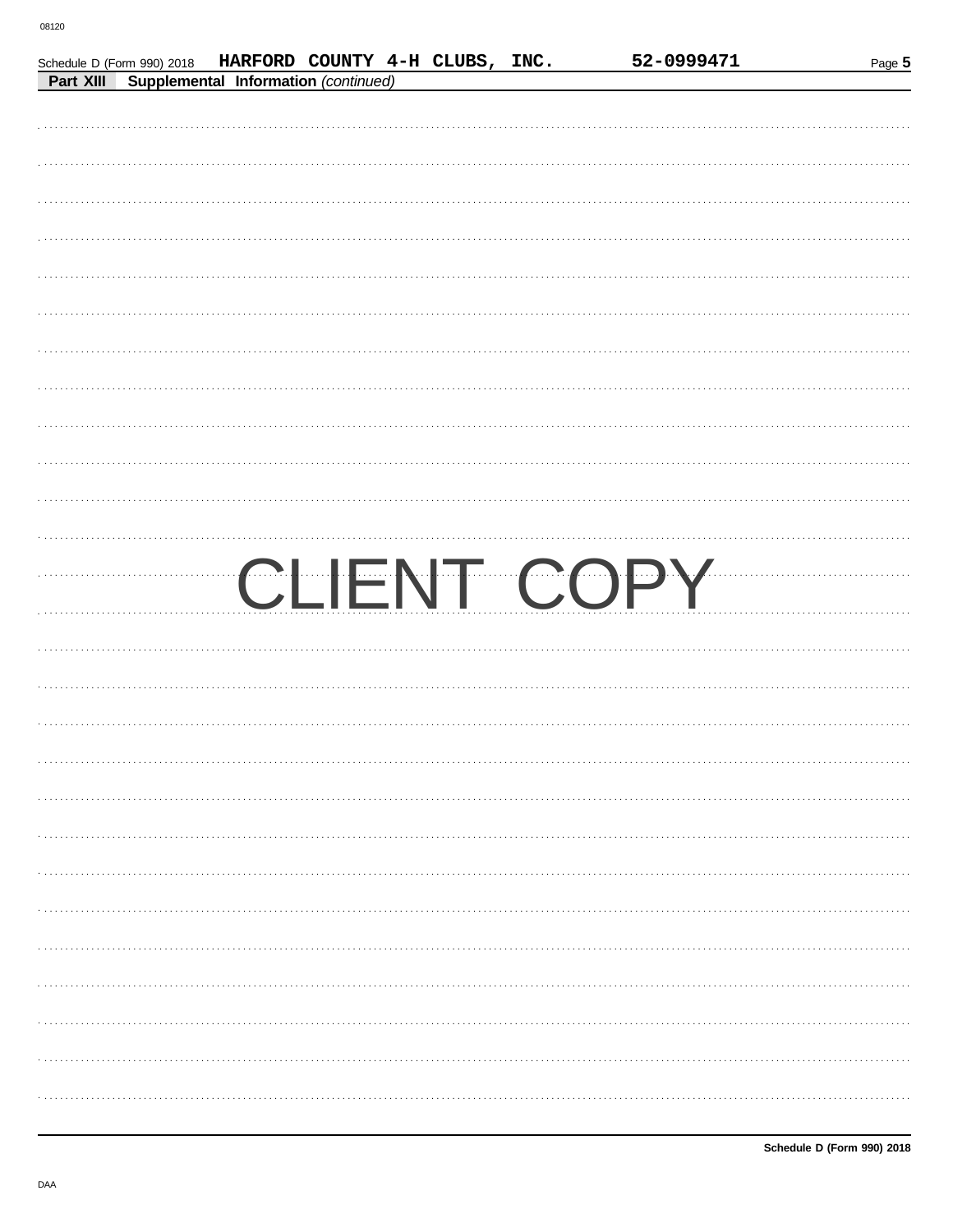Schedule D (Form 990) 2018 HARFORD COUNTY 4-H CLUBS, INC. 52-0999471

**Part XIII Supplemental Information** *(continued)*

CLIENT COPY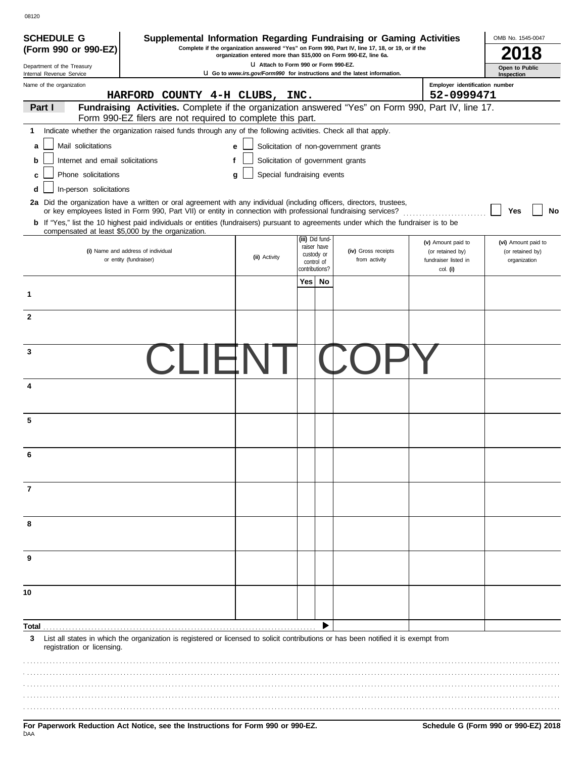08120

**SCHEDULE G (Form 990 or 990-EZ)**

Department of the Treasury
Internal Revenue Service

# Supplemental Information Regarding Fundraising or Gaming Activities

**Complete if the organization answered "Yes" on Form 990, Part IV, line 17, 18, or 19, or if the organization entered more than $15,000 on Form 990-EZ, line 6a.**

**u Attach to Form 990 or Form 990-EZ.**

**u Go to *www.irs.gov/Form990* for instructions and the latest information.**

OMB No. 1545-0047

**2018**

**Open to Public Inspection**

Name of the organization: HARFORD COUNTY 4-H CLUBS, INC.

Employer identification number: 52-0999471

**Part I** **Fundraising Activities.** Complete if the organization answered "Yes" on Form 990, Part IV, line 17. Form 990-EZ filers are not required to complete this part.

**1** Indicate whether the organization raised funds through any of the following activities. Check all that apply.

- **a** ☐ Mail solicitations
- **b** ☐ Internet and email solicitations
- **c** ☐ Phone solicitations
- **d** ☐ In-person solicitations
- **e** ☐ Solicitation of non-government grants
- **f** ☐ Solicitation of government grants
- **g** ☐ Special fundraising events

**2a** Did the organization have a written or oral agreement with any individual (including officers, directors, trustees, or key employees listed in Form 990, Part VII) or entity in connection with professional fundraising services? ☐ **Yes** ☐ **No**

**b** If "Yes," list the 10 highest paid individuals or entities (fundraisers) pursuant to agreements under which the fundraiser is to be compensated at least $5,000 by the organization.

| | (i) Name and address of individual or entity (fundraiser) | (ii) Activity | (iii) Did fund-raiser have custody or control of contributions? Yes | No | (iv) Gross receipts from activity | (v) Amount paid to (or retained by) fundraiser listed in col. (i) | (vi) Amount paid to (or retained by) organization |
|---|---|---|---|---|---|---|---|
| 1 | | | | | | | |
| 2 | | | | | | | |
| 3 | | | | | | | |
| 4 | | | | | | | |
| 5 | | | | | | | |
| 6 | | | | | | | |
| 7 | | | | | | | |
| 8 | | | | | | | |
| 9 | | | | | | | |
| 10 | | | | | | | |
| **Total** | | | | ▶ | | | |

CLIENT COPY

**3** List all states in which the organization is registered or licensed to solicit contributions or has been notified it is exempt from registration or licensing.

**For Paperwork Reduction Act Notice, see the Instructions for Form 990 or 990-EZ.**

**Schedule G (Form 990 or 990-EZ) 2018**

DAA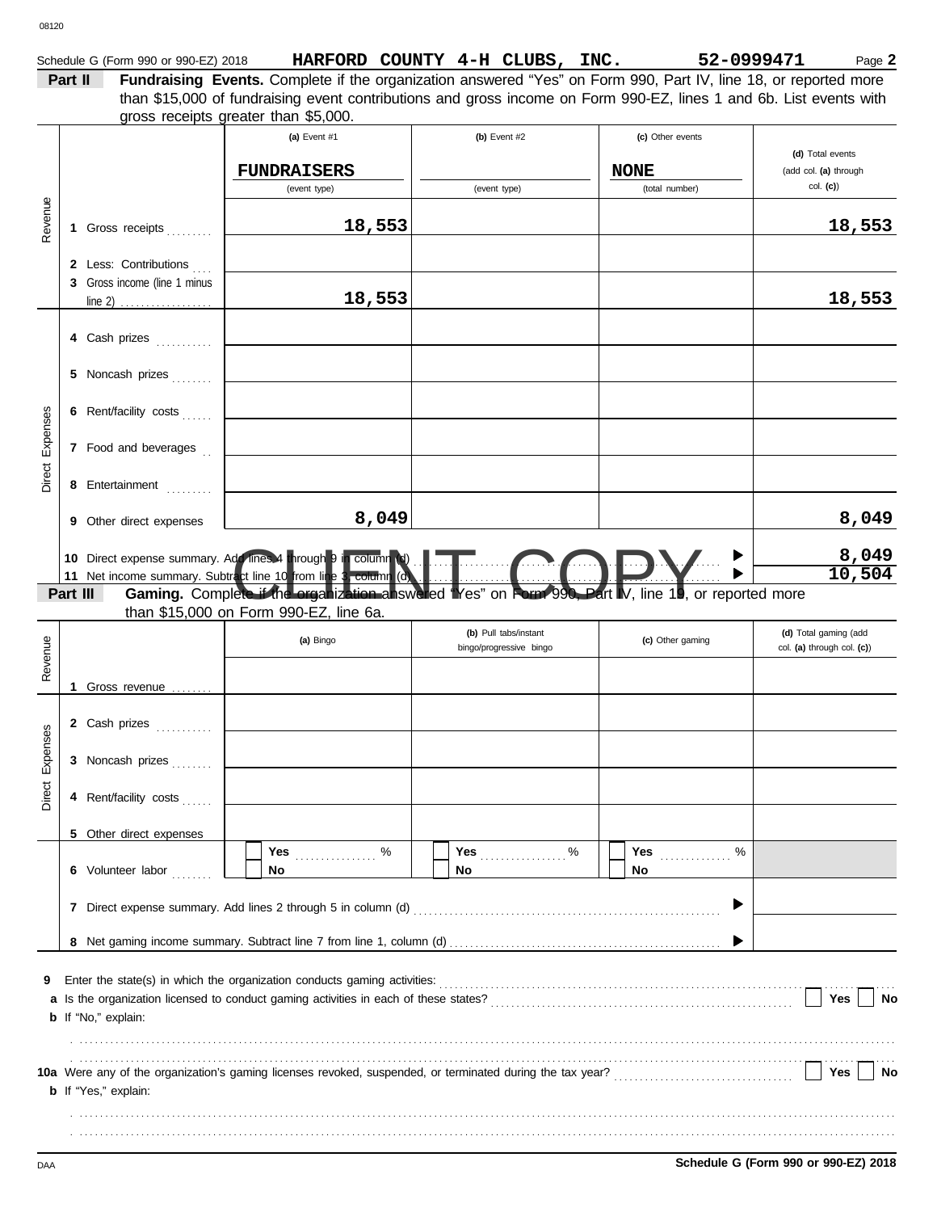08120

Schedule G (Form 990 or 990-EZ) 2018 **HARFORD COUNTY 4-H CLUBS, INC.** **52-0999471** Page **2**

**Part II** **Fundraising Events.** Complete if the organization answered "Yes" on Form 990, Part IV, line 18, or reported more than $15,000 of fundraising event contributions and gross income on Form 990-EZ, lines 1 and 6b. List events with gross receipts greater than $5,000.

| | | (a) Event #1 | (b) Event #2 | (c) Other events | (d) Total events (add col. (a) through col. (c)) |
|---|---|---|---|---|---|
| | | FUNDRAISERS (event type) | (event type) | NONE (total number) | |
| Revenue | 1 Gross receipts | 18,553 | | | 18,553 |
| | 2 Less: Contributions | | | | |
| | 3 Gross income (line 1 minus line 2) | 18,553 | | | 18,553 |
| Direct Expenses | 4 Cash prizes | | | | |
| | 5 Noncash prizes | | | | |
| | 6 Rent/facility costs | | | | |
| | 7 Food and beverages | | | | |
| | 8 Entertainment | | | | |
| | 9 Other direct expenses | 8,049 | | | 8,049 |
| | 10 Direct expense summary. Add lines 4 through 9 in column (d) | | | | 8,049 |
| | 11 Net income summary. Subtract line 10 from line 3, column (d) | | | | 10,504 |

**Part III** **Gaming.** Complete if the organization answered "Yes" on Form 990, Part IV, line 19, or reported more than $15,000 on Form 990-EZ, line 6a.

| | | (a) Bingo | (b) Pull tabs/instant bingo/progressive bingo | (c) Other gaming | (d) Total gaming (add col. (a) through col. (c)) |
|---|---|---|---|---|---|
| Revenue | 1 Gross revenue | | | | |
| Direct Expenses | 2 Cash prizes | | | | |
| | 3 Noncash prizes | | | | |
| | 4 Rent/facility costs | | | | |
| | 5 Other direct expenses | | | | |
| | 6 Volunteer labor | Yes ____ % / No | Yes ____ % / No | Yes ____ % / No | |
| | 7 Direct expense summary. Add lines 2 through 5 in column (d) | | | | |
| | 8 Net gaming income summary. Subtract line 7 from line 1, column (d) | | | | |

**9** Enter the state(s) in which the organization conducts gaming activities:

**a** Is the organization licensed to conduct gaming activities in each of these states? Yes No

**b** If "No," explain:

**10a** Were any of the organization's gaming licenses revoked, suspended, or terminated during the tax year? Yes No

**b** If "Yes," explain:

DAA **Schedule G (Form 990 or 990-EZ) 2018**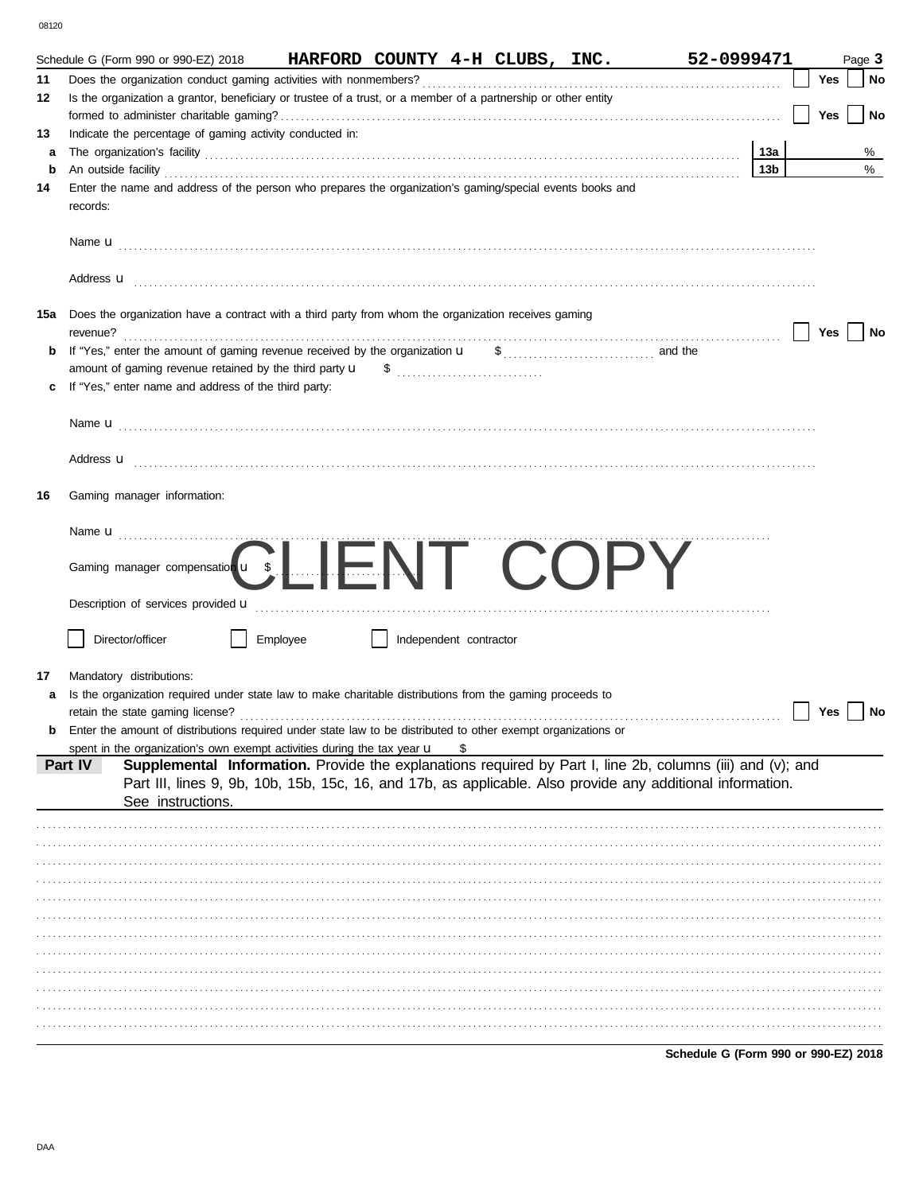Schedule G (Form 990 or 990-EZ) 2018 **HARFORD COUNTY 4-H CLUBS, INC.** **52-0999471** Page **3**

**11** Does the organization conduct gaming activities with nonmembers? ☐ Yes ☐ No

**12** Is the organization a grantor, beneficiary or trustee of a trust, or a member of a partnership or other entity formed to administer charitable gaming? ☐ Yes ☐ No

**13** Indicate the percentage of gaming activity conducted in:

**a** The organization's facility **13a** %

**b** An outside facility **13b** %

**14** Enter the name and address of the person who prepares the organization's gaming/special events books and records:

Name u

Address u

**15a** Does the organization have a contract with a third party from whom the organization receives gaming revenue? ☐ Yes ☐ No

**b** If "Yes," enter the amount of gaming revenue received by the organization u $ and the amount of gaming revenue retained by the third party u $

**c** If "Yes," enter name and address of the third party:

Name u

Address u

**16** Gaming manager information:

Name u

Gaming manager compensation u $

Description of services provided u

☐ Director/officer ☐ Employee ☐ Independent contractor

**17** Mandatory distributions:

**a** Is the organization required under state law to make charitable distributions from the gaming proceeds to retain the state gaming license? ☐ Yes ☐ No

**b** Enter the amount of distributions required under state law to be distributed to other exempt organizations or spent in the organization's own exempt activities during the tax year u $

**Part IV** **Supplemental Information.** Provide the explanations required by Part I, line 2b, columns (iii) and (v); and Part III, lines 9, 9b, 10b, 15b, 15c, 16, and 17b, as applicable. Also provide any additional information. See instructions.

CLIENT COPY

**Schedule G (Form 990 or 990-EZ) 2018**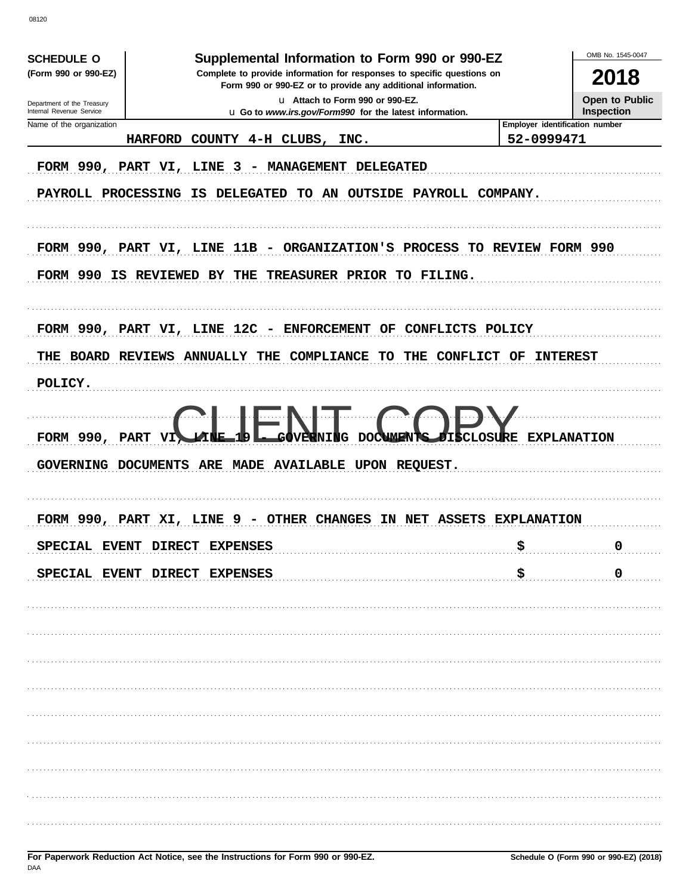08120

**SCHEDULE O** (Form 990 or 990-EZ)

Department of the Treasury Internal Revenue Service

# Supplemental Information to Form 990 or 990-EZ

**Complete to provide information for responses to specific questions on Form 990 or 990-EZ or to provide any additional information.**

u Attach to Form 990 or 990-EZ.

u Go to *www.irs.gov/Form990* for the latest information.

OMB No. 1545-0047

**2018**

**Open to Public Inspection**

| Name of the organization | Employer identification number |
|---|---|
| HARFORD COUNTY 4-H CLUBS, INC. | 52-0999471 |

FORM 990, PART VI, LINE 3 - MANAGEMENT DELEGATED

PAYROLL PROCESSING IS DELEGATED TO AN OUTSIDE PAYROLL COMPANY.

FORM 990, PART VI, LINE 11B - ORGANIZATION'S PROCESS TO REVIEW FORM 990

FORM 990 IS REVIEWED BY THE TREASURER PRIOR TO FILING.

FORM 990, PART VI, LINE 12C - ENFORCEMENT OF CONFLICTS POLICY

THE BOARD REVIEWS ANNUALLY THE COMPLIANCE TO THE CONFLICT OF INTEREST POLICY.

CLIENT COPY

FORM 990, PART VI, LINE 19 - GOVERNING DOCUMENTS DISCLOSURE EXPLANATION

GOVERNING DOCUMENTS ARE MADE AVAILABLE UPON REQUEST.

FORM 990, PART XI, LINE 9 - OTHER CHANGES IN NET ASSETS EXPLANATION

| | | |
|---|---|---|
| SPECIAL EVENT DIRECT EXPENSES | $ | 0 |
| SPECIAL EVENT DIRECT EXPENSES | $ | 0 |

**For Paperwork Reduction Act Notice, see the Instructions for Form 990 or 990-EZ.**

DAA

**Schedule O (Form 990 or 990-EZ) (2018)**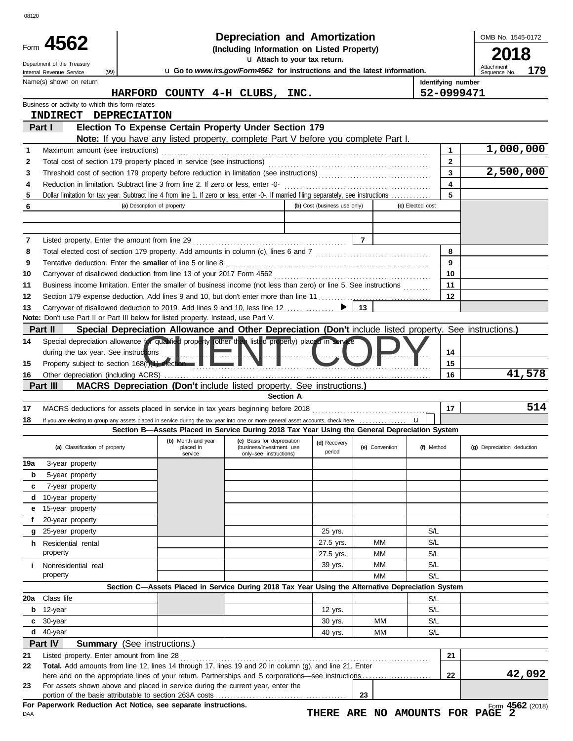08120

# Form 4562 — Depreciation and Amortization

**(Including Information on Listed Property)**

Department of the Treasury
Internal Revenue Service (99)

u Attach to your tax return.

u Go to *www.irs.gov/Form4562* for instructions and the latest information.

OMB No. 1545-0172

**2018**

Attachment Sequence No. **179**

| Name(s) shown on return | Identifying number |
|---|---|
| HARFORD COUNTY 4-H CLUBS, INC. | 52-0999471 |

Business or activity to which this form relates

INDIRECT DEPRECIATION

## Part I Election To Expense Certain Property Under Section 179

**Note:** If you have any listed property, complete Part V before you complete Part I.

| | | | |
|---|---|---|---|
| 1 | Maximum amount (see instructions) | 1 | 1,000,000 |
| 2 | Total cost of section 179 property placed in service (see instructions) | 2 | |
| 3 | Threshold cost of section 179 property before reduction in limitation (see instructions) | 3 | 2,500,000 |
| 4 | Reduction in limitation. Subtract line 3 from line 2. If zero or less, enter -0- | 4 | |
| 5 | Dollar limitation for tax year. Subtract line 4 from line 1. If zero or less, enter -0-. If married filing separately, see instructions | 5 | |

| 6 (a) Description of property | (b) Cost (business use only) | (c) Elected cost |
|---|---|---|
| | | |
| | | |
| 7 Listed property. Enter the amount from line 29 | 7 | |

| | | | |
|---|---|---|---|
| 8 | Total elected cost of section 179 property. Add amounts in column (c), lines 6 and 7 | 8 | |
| 9 | Tentative deduction. Enter the **smaller** of line 5 or line 8 | 9 | |
| 10 | Carryover of disallowed deduction from line 13 of your 2017 Form 4562 | 10 | |
| 11 | Business income limitation. Enter the smaller of business income (not less than zero) or line 5. See instructions | 11 | |
| 12 | Section 179 expense deduction. Add lines 9 and 10, but don't enter more than line 11 | 12 | |
| 13 | Carryover of disallowed deduction to 2019. Add lines 9 and 10, less line 12 ▶ 13 | | |

**Note:** Don't use Part II or Part III below for listed property. Instead, use Part V.

## Part II Special Depreciation Allowance and Other Depreciation (Don't include listed property. See instructions.)

CLIENT COPY

| | | | |
|---|---|---|---|
| 14 | Special depreciation allowance for qualified property (other than listed property) placed in service during the tax year. See instructions | 14 | |
| 15 | Property subject to section 168(f)(1) election | 15 | |
| 16 | Other depreciation (including ACRS) | 16 | 41,578 |

## Part III MACRS Depreciation (Don't include listed property. See instructions.)

**Section A**

| | | | |
|---|---|---|---|
| 17 | MACRS deductions for assets placed in service in tax years beginning before 2018 | 17 | 514 |
| 18 | If you are electing to group any assets placed in service during the tax year into one or more general asset accounts, check here u | | |

**Section B—Assets Placed in Service During 2018 Tax Year Using the General Depreciation System**

| (a) Classification of property | (b) Month and year placed in service | (c) Basis for depreciation (business/investment use only–see instructions) | (d) Recovery period | (e) Convention | (f) Method | (g) Depreciation deduction |
|---|---|---|---|---|---|---|
| 19a 3-year property | | | | | | |
| b 5-year property | | | | | | |
| c 7-year property | | | | | | |
| d 10-year property | | | | | | |
| e 15-year property | | | | | | |
| f 20-year property | | | | | | |
| g 25-year property | | | 25 yrs. | | S/L | |
| h Residential rental property | | | 27.5 yrs. | MM | S/L | |
| | | | 27.5 yrs. | MM | S/L | |
| i Nonresidential real property | | | 39 yrs. | MM | S/L | |
| | | | | MM | S/L | |

**Section C—Assets Placed in Service During 2018 Tax Year Using the Alternative Depreciation System**

| (a) Classification of property | (b) Month and year placed in service | (c) Basis for depreciation | (d) Recovery period | (e) Convention | (f) Method | (g) Depreciation deduction |
|---|---|---|---|---|---|---|
| 20a Class life | | | | | S/L | |
| b 12-year | | | 12 yrs. | | S/L | |
| c 30-year | | | 30 yrs. | MM | S/L | |
| d 40-year | | | 40 yrs. | MM | S/L | |

## Part IV Summary (See instructions.)

| | | | |
|---|---|---|---|
| 21 | Listed property. Enter amount from line 28 | 21 | |
| 22 | **Total.** Add amounts from line 12, lines 14 through 17, lines 19 and 20 in column (g), and line 21. Enter here and on the appropriate lines of your return. Partnerships and S corporations—see instructions | 22 | 42,092 |
| 23 | For assets shown above and placed in service during the current year, enter the portion of the basis attributable to section 263A costs | 23 | |

**For Paperwork Reduction Act Notice, see separate instructions.**

DAA

**THERE ARE NO AMOUNTS FOR PAGE 2**

Form **4562** (2018)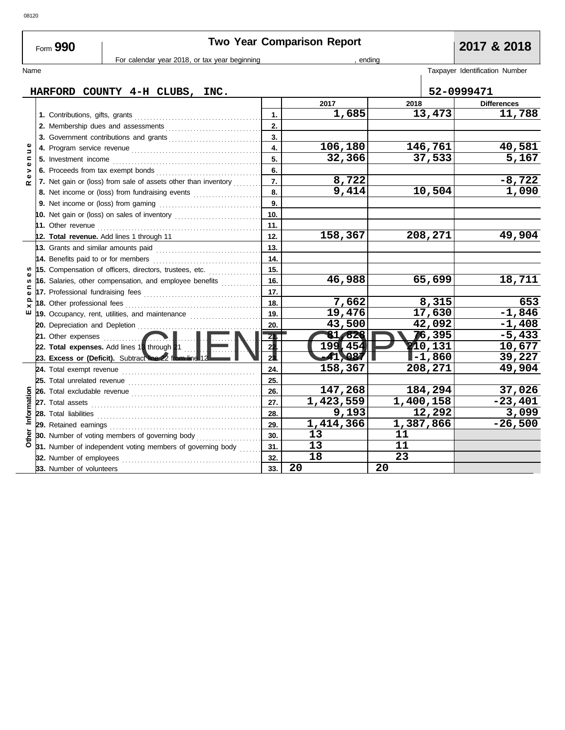08120

Form **990** — **Two Year Comparison Report** — **2017 & 2018**

For calendar year 2018, or tax year beginning , ending

Name: HARFORD COUNTY 4-H CLUBS, INC.

Taxpayer Identification Number: 52-0999471

| Section | Line | | 2017 | 2018 | Differences |
|---|---|---|---|---|---|
| Revenue | 1. Contributions, gifts, grants | 1. | 1,685 | 13,473 | 11,788 |
| | 2. Membership dues and assessments | 2. | | | |
| | 3. Government contributions and grants | 3. | | | |
| | 4. Program service revenue | 4. | 106,180 | 146,761 | 40,581 |
| | 5. Investment income | 5. | 32,366 | 37,533 | 5,167 |
| | 6. Proceeds from tax exempt bonds | 6. | | | |
| | 7. Net gain or (loss) from sale of assets other than inventory | 7. | 8,722 | | -8,722 |
| | 8. Net income or (loss) from fundraising events | 8. | 9,414 | 10,504 | 1,090 |
| | 9. Net income or (loss) from gaming | 9. | | | |
| | 10. Net gain or (loss) on sales of inventory | 10. | | | |
| | 11. Other revenue | 11. | | | |
| | **12. Total revenue.** Add lines 1 through 11 | 12. | 158,367 | 208,271 | 49,904 |
| Expenses | 13. Grants and similar amounts paid | 13. | | | |
| | 14. Benefits paid to or for members | 14. | | | |
| | 15. Compensation of officers, directors, trustees, etc. | 15. | | | |
| | 16. Salaries, other compensation, and employee benefits | 16. | 46,988 | 65,699 | 18,711 |
| | 17. Professional fundraising fees | 17. | | | |
| | 18. Other professional fees | 18. | 7,662 | 8,315 | 653 |
| | 19. Occupancy, rent, utilities, and maintenance | 19. | 19,476 | 17,630 | -1,846 |
| | 20. Depreciation and Depletion | 20. | 43,500 | 42,092 | -1,408 |
| | 21. Other expenses | 21. | 81,828 | 76,395 | -5,433 |
| | **22. Total expenses.** Add lines 13 through 21 | 22. | 199,454 | 210,131 | 10,677 |
| | **23. Excess or (Deficit).** Subtract line 22 from line 12 | 23. | -41,087 | -1,860 | 39,227 |
| Other Information | 24. Total exempt revenue | 24. | 158,367 | 208,271 | 49,904 |
| | 25. Total unrelated revenue | 25. | | | |
| | 26. Total excludable revenue | 26. | 147,268 | 184,294 | 37,026 |
| | 27. Total assets | 27. | 1,423,559 | 1,400,158 | -23,401 |
| | 28. Total liabilities | 28. | 9,193 | 12,292 | 3,099 |
| | 29. Retained earnings | 29. | 1,414,366 | 1,387,866 | -26,500 |
| | 30. Number of voting members of governing body | 30. | 13 | 11 | |
| | 31. Number of independent voting members of governing body | 31. | 13 | 11 | |
| | 32. Number of employees | 32. | 18 | 23 | |
| | 33. Number of volunteers | 33. | 20 | 20 | |

CLIENT COPY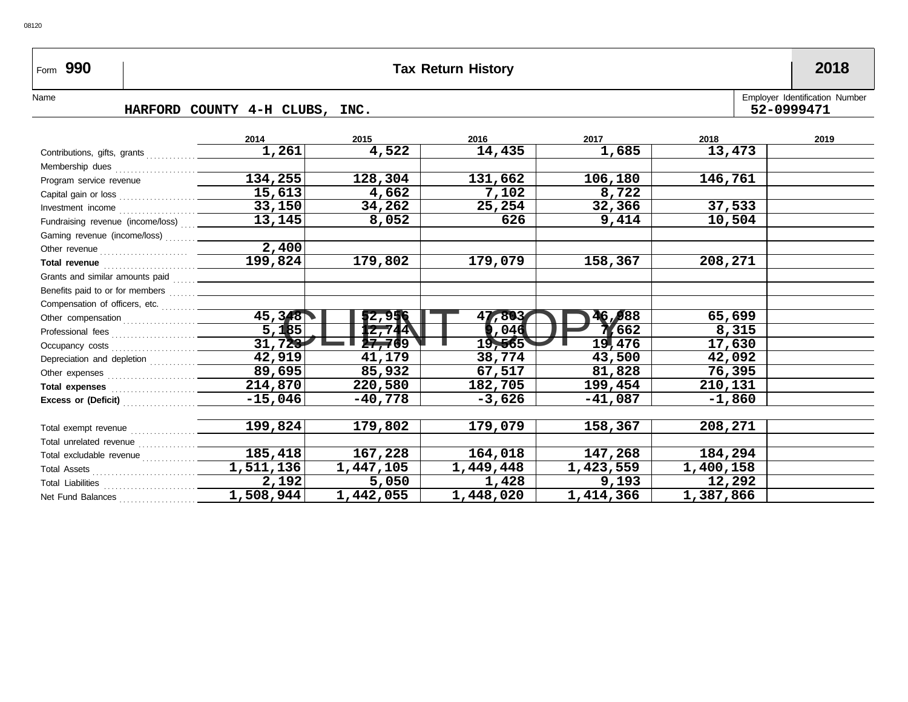Form **990** | **Tax Return History** | **2018**

Name: HARFORD COUNTY 4-H CLUBS, INC.

Employer Identification Number: 52-0999471

| | 2014 | 2015 | 2016 | 2017 | 2018 | 2019 |
|---|---|---|---|---|---|---|
| Contributions, gifts, grants | 1,261 | 4,522 | 14,435 | 1,685 | 13,473 | |
| Membership dues | | | | | | |
| Program service revenue | 134,255 | 128,304 | 131,662 | 106,180 | 146,761 | |
| Capital gain or loss | 15,613 | 4,662 | 7,102 | 8,722 | | |
| Investment income | 33,150 | 34,262 | 25,254 | 32,366 | 37,533 | |
| Fundraising revenue (income/loss) | 13,145 | 8,052 | 626 | 9,414 | 10,504 | |
| Gaming revenue (income/loss) | | | | | | |
| Other revenue | 2,400 | | | | | |
| **Total revenue** | 199,824 | 179,802 | 179,079 | 158,367 | 208,271 | |
| Grants and similar amounts paid | | | | | | |
| Benefits paid to or for members | | | | | | |
| Compensation of officers, etc. | | | | | | |
| Other compensation | 45,348 | 52,956 | 47,803 | 46,088 | 65,699 | |
| Professional fees | 5,185 | 12,744 | 9,046 | 7,662 | 8,315 | |
| Occupancy costs | 31,723 | 27,709 | 19,565 | 19,476 | 17,630 | |
| Depreciation and depletion | 42,919 | 41,179 | 38,774 | 43,500 | 42,092 | |
| Other expenses | 89,695 | 85,932 | 67,517 | 81,828 | 76,395 | |
| **Total expenses** | 214,870 | 220,580 | 182,705 | 199,454 | 210,131 | |
| **Excess or (Deficit)** | -15,046 | -40,778 | -3,626 | -41,087 | -1,860 | |
| | | | | | | |
| Total exempt revenue | 199,824 | 179,802 | 179,079 | 158,367 | 208,271 | |
| Total unrelated revenue | | | | | | |
| Total excludable revenue | 185,418 | 167,228 | 164,018 | 147,268 | 184,294 | |
| Total Assets | 1,511,136 | 1,447,105 | 1,449,448 | 1,423,559 | 1,400,158 | |
| Total Liabilities | 2,192 | 5,050 | 1,428 | 9,193 | 12,292 | |
| Net Fund Balances | 1,508,944 | 1,442,055 | 1,448,020 | 1,414,366 | 1,387,866 | |

CLIENT COPY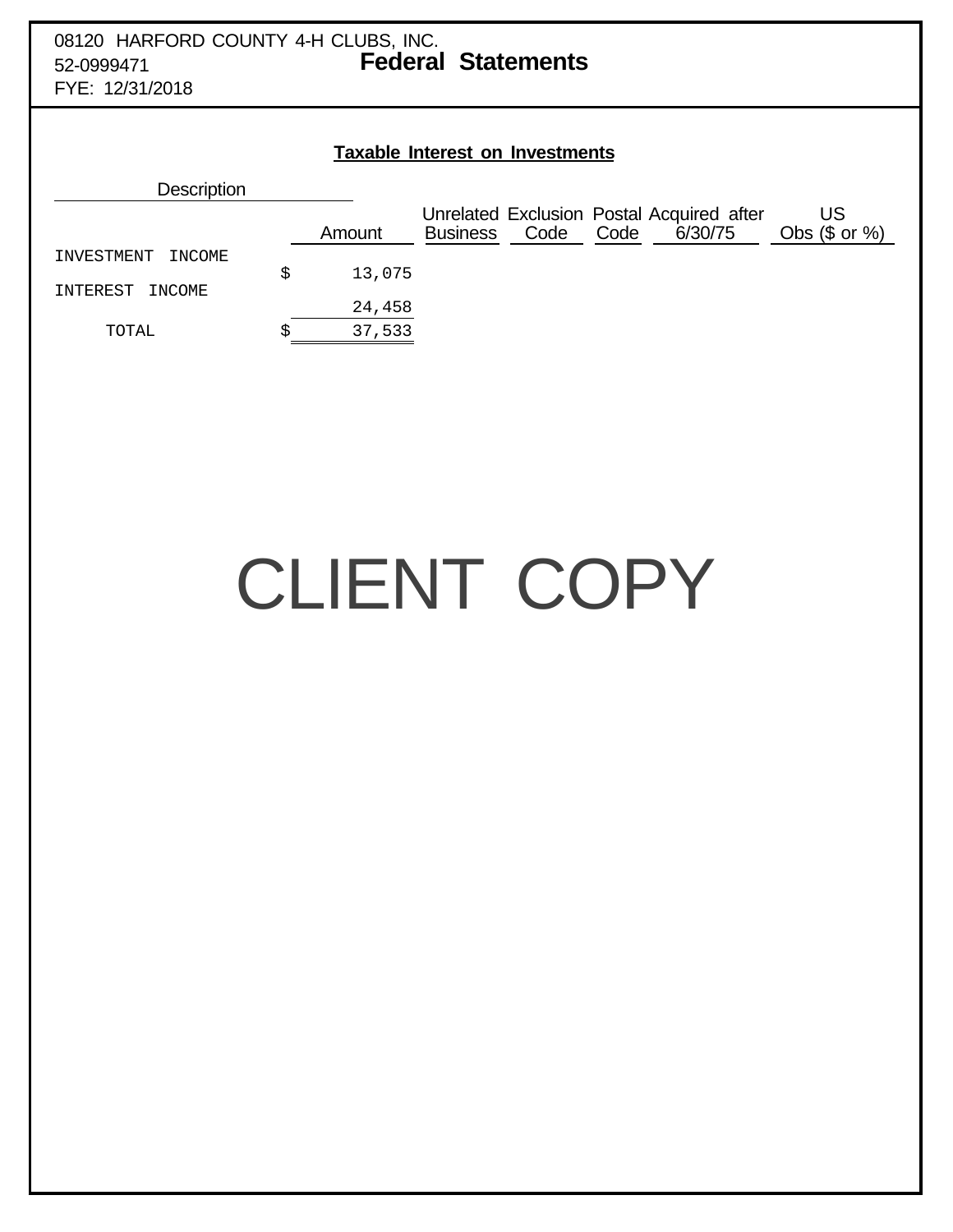08120 HARFORD COUNTY 4-H CLUBS, INC.
52-0999471
FYE: 12/31/2018

# Federal Statements

## Taxable Interest on Investments

| Description | Amount | Unrelated Business | Exclusion Code | Postal Code | Acquired after 6/30/75 | US Obs ($ or %) |
|---|---|---|---|---|---|---|
| INVESTMENT INCOME | $ 13,075 | | | | | |
| INTEREST INCOME | 24,458 | | | | | |
| TOTAL | $ 37,533 | | | | | |

CLIENT COPY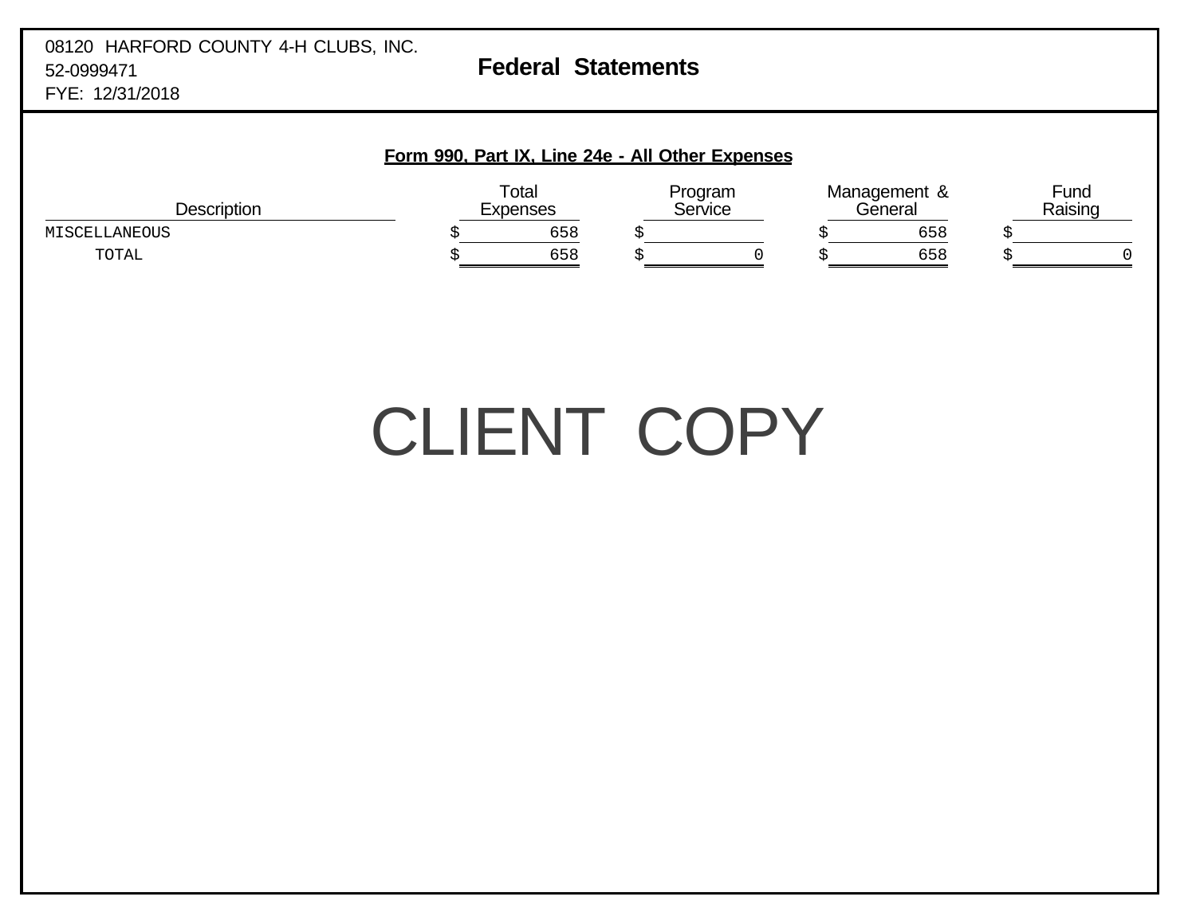08120 HARFORD COUNTY 4-H CLUBS, INC.
52-0999471
FYE: 12/31/2018

# Federal Statements

## Form 990, Part IX, Line 24e - All Other Expenses

| Description | Total Expenses | Program Service | Management & General | Fund Raising |
|---|---|---|---|---|
| MISCELLANEOUS | $ 658 | $ | $ 658 | $ |
| TOTAL | $ 658 | $ 0 | $ 658 | $ 0 |

CLIENT COPY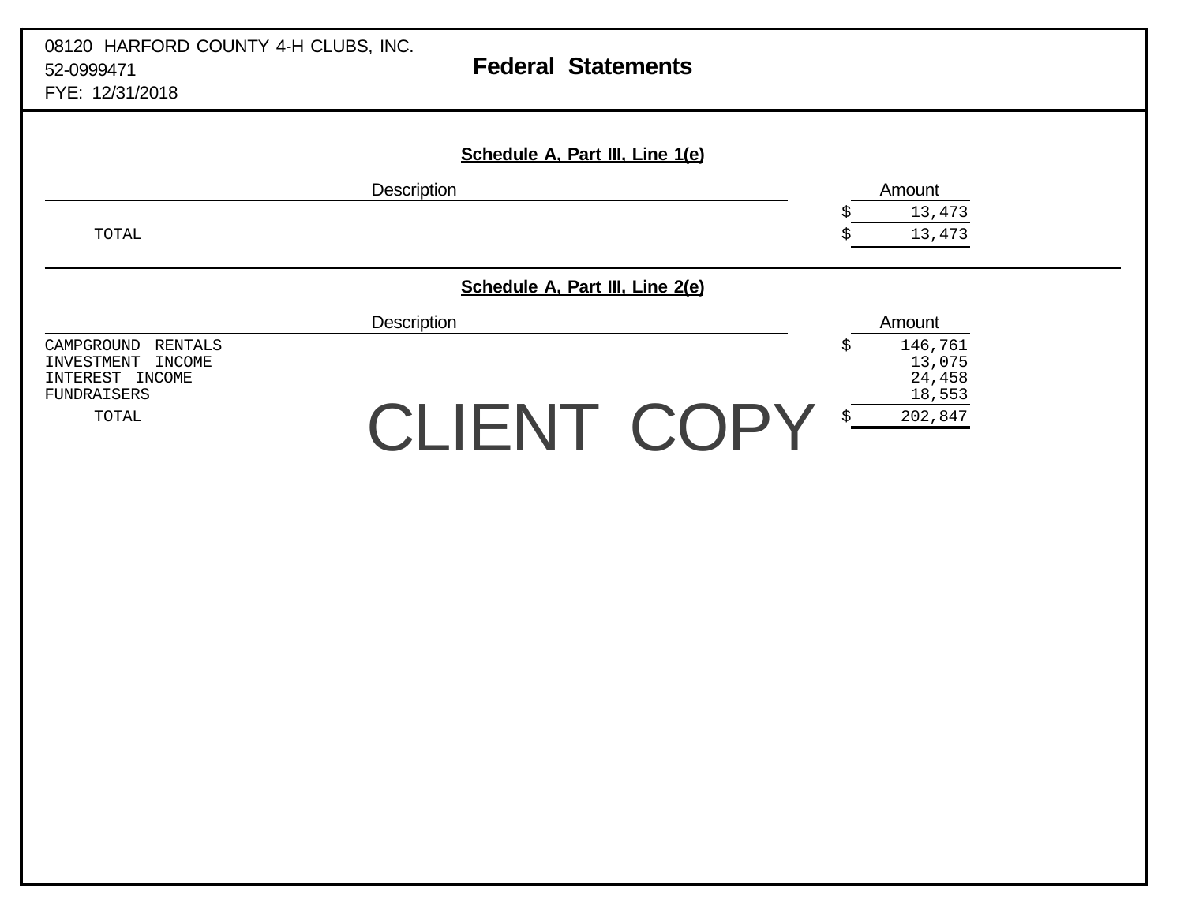08120 HARFORD COUNTY 4-H CLUBS, INC.
52-0999471
FYE: 12/31/2018

# Federal Statements

## Schedule A, Part III, Line 1(e)

| Description | Amount |
|---|---|
| | $ 13,473 |
| TOTAL | $ 13,473 |

## Schedule A, Part III, Line 2(e)

| Description | Amount |
|---|---|
| CAMPGROUND RENTALS | $ 146,761 |
| INVESTMENT INCOME | 13,075 |
| INTEREST INCOME | 24,458 |
| FUNDRAISERS | 18,553 |
| TOTAL | $ 202,847 |

CLIENT COPY